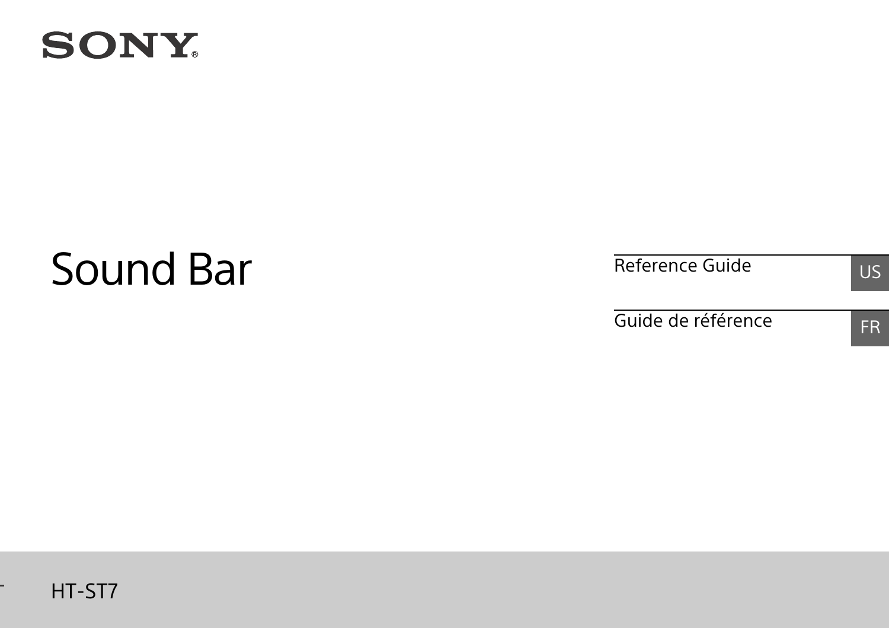SONY®

# Sound Bar

Reference Guide — US

Guide de référence — FR

HT-ST7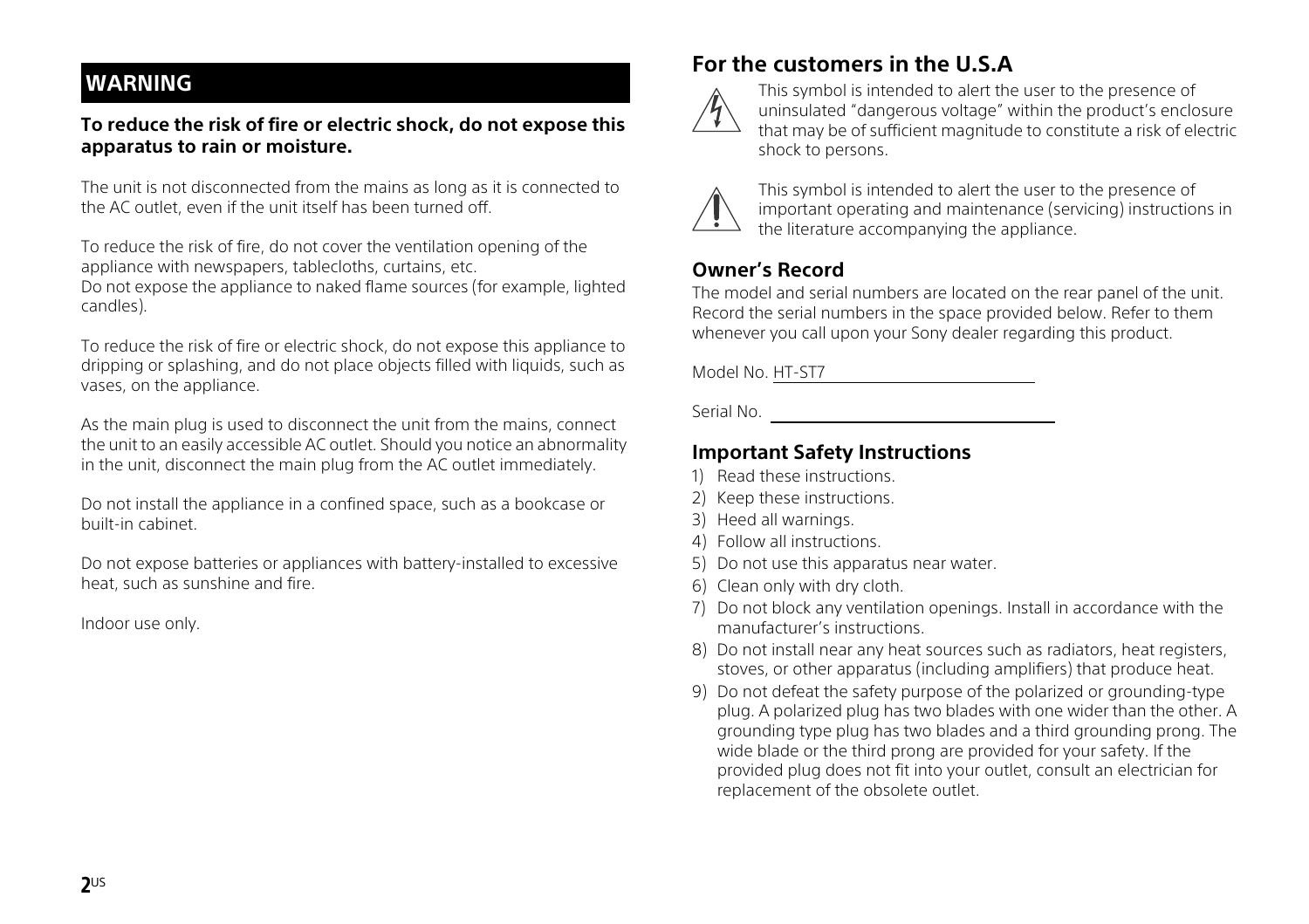## WARNING

**To reduce the risk of fire or electric shock, do not expose this apparatus to rain or moisture.**

The unit is not disconnected from the mains as long as it is connected to the AC outlet, even if the unit itself has been turned off.

To reduce the risk of fire, do not cover the ventilation opening of the appliance with newspapers, tablecloths, curtains, etc.
Do not expose the appliance to naked flame sources (for example, lighted candles).

To reduce the risk of fire or electric shock, do not expose this appliance to dripping or splashing, and do not place objects filled with liquids, such as vases, on the appliance.

As the main plug is used to disconnect the unit from the mains, connect the unit to an easily accessible AC outlet. Should you notice an abnormality in the unit, disconnect the main plug from the AC outlet immediately.

Do not install the appliance in a confined space, such as a bookcase or built-in cabinet.

Do not expose batteries or appliances with battery-installed to excessive heat, such as sunshine and fire.

Indoor use only.

## For the customers in the U.S.A

This symbol is intended to alert the user to the presence of uninsulated "dangerous voltage" within the product's enclosure that may be of sufficient magnitude to constitute a risk of electric shock to persons.

This symbol is intended to alert the user to the presence of important operating and maintenance (servicing) instructions in the literature accompanying the appliance.

### Owner's Record

The model and serial numbers are located on the rear panel of the unit. Record the serial numbers in the space provided below. Refer to them whenever you call upon your Sony dealer regarding this product.

Model No. HT-ST7

Serial No. ____________________

### Important Safety Instructions

1) Read these instructions.
2) Keep these instructions.
3) Heed all warnings.
4) Follow all instructions.
5) Do not use this apparatus near water.
6) Clean only with dry cloth.
7) Do not block any ventilation openings. Install in accordance with the manufacturer's instructions.
8) Do not install near any heat sources such as radiators, heat registers, stoves, or other apparatus (including amplifiers) that produce heat.
9) Do not defeat the safety purpose of the polarized or grounding-type plug. A polarized plug has two blades with one wider than the other. A grounding type plug has two blades and a third grounding prong. The wide blade or the third prong are provided for your safety. If the provided plug does not fit into your outlet, consult an electrician for replacement of the obsolete outlet.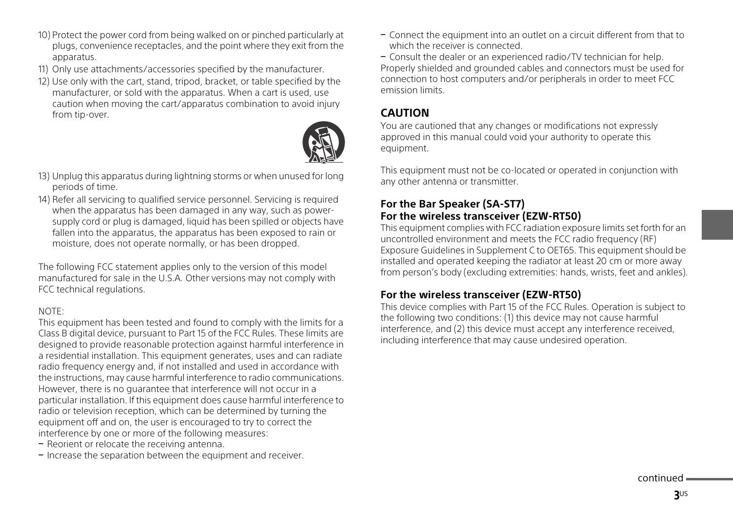10) Protect the power cord from being walked on or pinched particularly at plugs, convenience receptacles, and the point where they exit from the apparatus.
11) Only use attachments/accessories specified by the manufacturer.
12) Use only with the cart, stand, tripod, bracket, or table specified by the manufacturer, or sold with the apparatus. When a cart is used, use caution when moving the cart/apparatus combination to avoid injury from tip-over.
13) Unplug this apparatus during lightning storms or when unused for long periods of time.
14) Refer all servicing to qualified service personnel. Servicing is required when the apparatus has been damaged in any way, such as power-supply cord or plug is damaged, liquid has been spilled or objects have fallen into the apparatus, the apparatus has been exposed to rain or moisture, does not operate normally, or has been dropped.

The following FCC statement applies only to the version of this model manufactured for sale in the U.S.A. Other versions may not comply with FCC technical regulations.

NOTE:

This equipment has been tested and found to comply with the limits for a Class B digital device, pursuant to Part 15 of the FCC Rules. These limits are designed to provide reasonable protection against harmful interference in a residential installation. This equipment generates, uses and can radiate radio frequency energy and, if not installed and used in accordance with the instructions, may cause harmful interference to radio communications. However, there is no guarantee that interference will not occur in a particular installation. If this equipment does cause harmful interference to radio or television reception, which can be determined by turning the equipment off and on, the user is encouraged to try to correct the interference by one or more of the following measures:

- Reorient or relocate the receiving antenna.
- Increase the separation between the equipment and receiver.
- Connect the equipment into an outlet on a circuit different from that to which the receiver is connected.
- Consult the dealer or an experienced radio/TV technician for help.

Properly shielded and grounded cables and connectors must be used for connection to host computers and/or peripherals in order to meet FCC emission limits.

## CAUTION

You are cautioned that any changes or modifications not expressly approved in this manual could void your authority to operate this equipment.

This equipment must not be co-located or operated in conjunction with any other antenna or transmitter.

### For the Bar Speaker (SA-ST7)
### For the wireless transceiver (EZW-RT50)

This equipment complies with FCC radiation exposure limits set forth for an uncontrolled environment and meets the FCC radio frequency (RF) Exposure Guidelines in Supplement C to OET65. This equipment should be installed and operated keeping the radiator at least 20 cm or more away from person's body (excluding extremities: hands, wrists, feet and ankles).

### For the wireless transceiver (EZW-RT50)

This device complies with Part 15 of the FCC Rules. Operation is subject to the following two conditions: (1) this device may not cause harmful interference, and (2) this device must accept any interference received, including interference that may cause undesired operation.

continued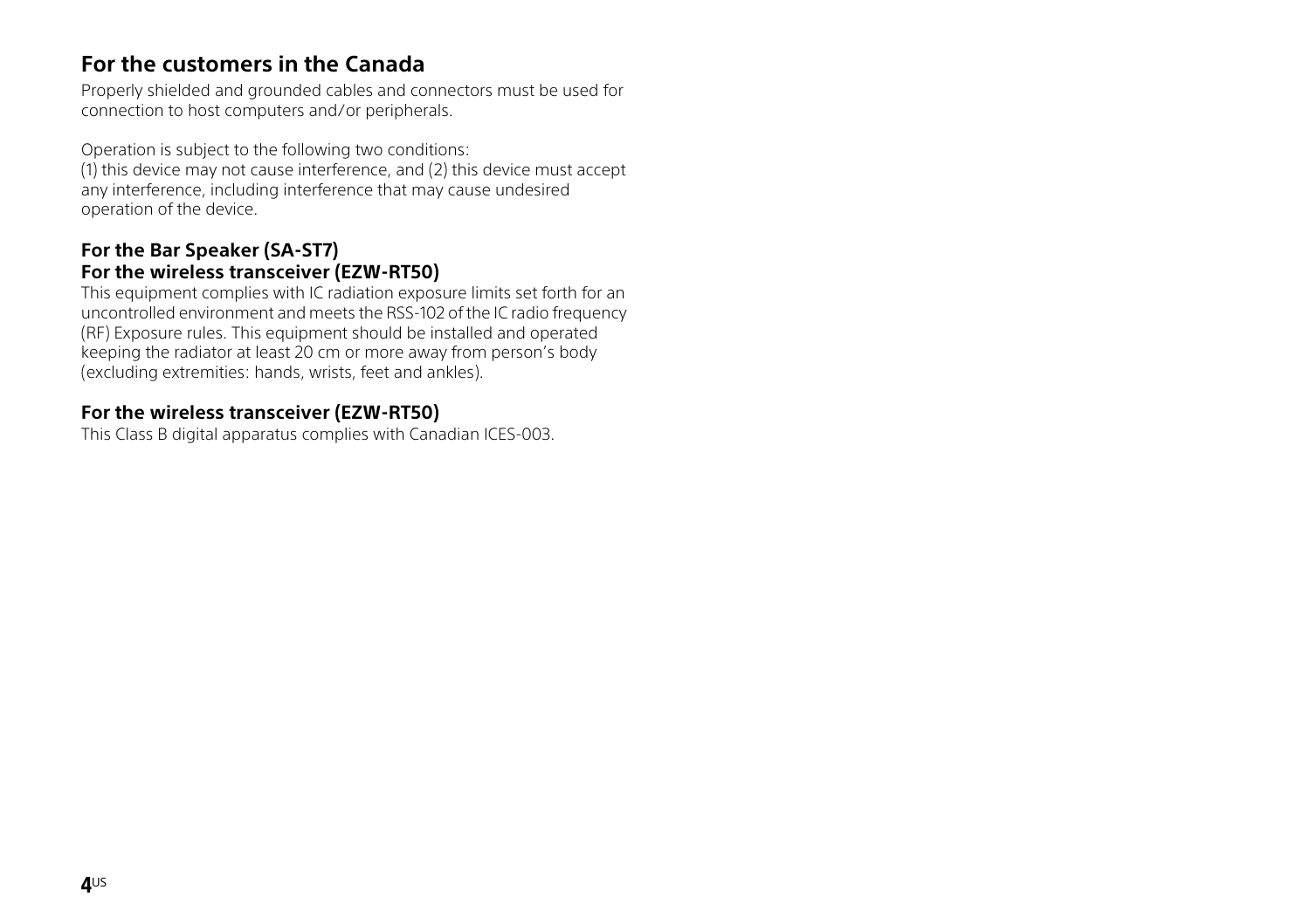## For the customers in the Canada

Properly shielded and grounded cables and connectors must be used for connection to host computers and/or peripherals.

Operation is subject to the following two conditions:
(1) this device may not cause interference, and (2) this device must accept any interference, including interference that may cause undesired operation of the device.

### For the Bar Speaker (SA-ST7)
### For the wireless transceiver (EZW-RT50)

This equipment complies with IC radiation exposure limits set forth for an uncontrolled environment and meets the RSS-102 of the IC radio frequency (RF) Exposure rules. This equipment should be installed and operated keeping the radiator at least 20 cm or more away from person's body (excluding extremities: hands, wrists, feet and ankles).

### For the wireless transceiver (EZW-RT50)

This Class B digital apparatus complies with Canadian ICES-003.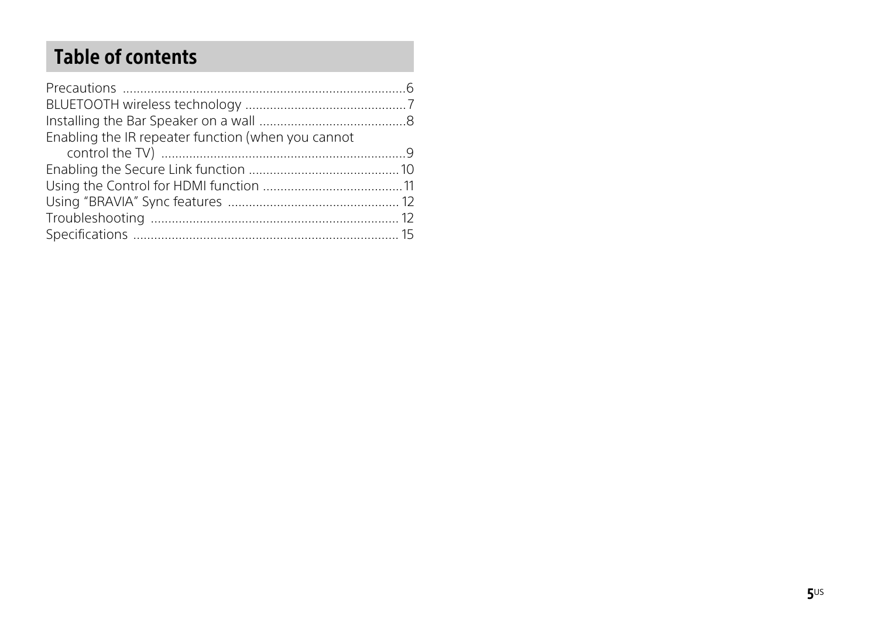# Table of contents

Precautions .................................................................................6
BLUETOOTH wireless technology ..............................................7
Installing the Bar Speaker on a wall ..........................................8
Enabling the IR repeater function (when you cannot control the TV) ......................................................................9
Enabling the Secure Link function ...........................................10
Using the Control for HDMI function ........................................11
Using "BRAVIA" Sync features .................................................12
Troubleshooting .......................................................................12
Specifications ............................................................................15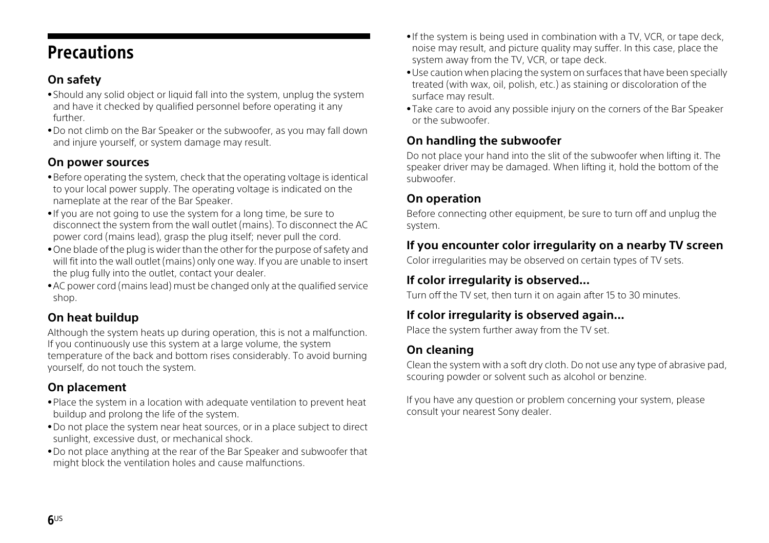# Precautions

### On safety

- Should any solid object or liquid fall into the system, unplug the system and have it checked by qualified personnel before operating it any further.
- Do not climb on the Bar Speaker or the subwoofer, as you may fall down and injure yourself, or system damage may result.

### On power sources

- Before operating the system, check that the operating voltage is identical to your local power supply. The operating voltage is indicated on the nameplate at the rear of the Bar Speaker.
- If you are not going to use the system for a long time, be sure to disconnect the system from the wall outlet (mains). To disconnect the AC power cord (mains lead), grasp the plug itself; never pull the cord.
- One blade of the plug is wider than the other for the purpose of safety and will fit into the wall outlet (mains) only one way. If you are unable to insert the plug fully into the outlet, contact your dealer.
- AC power cord (mains lead) must be changed only at the qualified service shop.

### On heat buildup

Although the system heats up during operation, this is not a malfunction. If you continuously use this system at a large volume, the system temperature of the back and bottom rises considerably. To avoid burning yourself, do not touch the system.

### On placement

- Place the system in a location with adequate ventilation to prevent heat buildup and prolong the life of the system.
- Do not place the system near heat sources, or in a place subject to direct sunlight, excessive dust, or mechanical shock.
- Do not place anything at the rear of the Bar Speaker and subwoofer that might block the ventilation holes and cause malfunctions.
- If the system is being used in combination with a TV, VCR, or tape deck, noise may result, and picture quality may suffer. In this case, place the system away from the TV, VCR, or tape deck.
- Use caution when placing the system on surfaces that have been specially treated (with wax, oil, polish, etc.) as staining or discoloration of the surface may result.
- Take care to avoid any possible injury on the corners of the Bar Speaker or the subwoofer.

### On handling the subwoofer

Do not place your hand into the slit of the subwoofer when lifting it. The speaker driver may be damaged. When lifting it, hold the bottom of the subwoofer.

### On operation

Before connecting other equipment, be sure to turn off and unplug the system.

### If you encounter color irregularity on a nearby TV screen

Color irregularities may be observed on certain types of TV sets.

### If color irregularity is observed...

Turn off the TV set, then turn it on again after 15 to 30 minutes.

### If color irregularity is observed again...

Place the system further away from the TV set.

### On cleaning

Clean the system with a soft dry cloth. Do not use any type of abrasive pad, scouring powder or solvent such as alcohol or benzine.

If you have any question or problem concerning your system, please consult your nearest Sony dealer.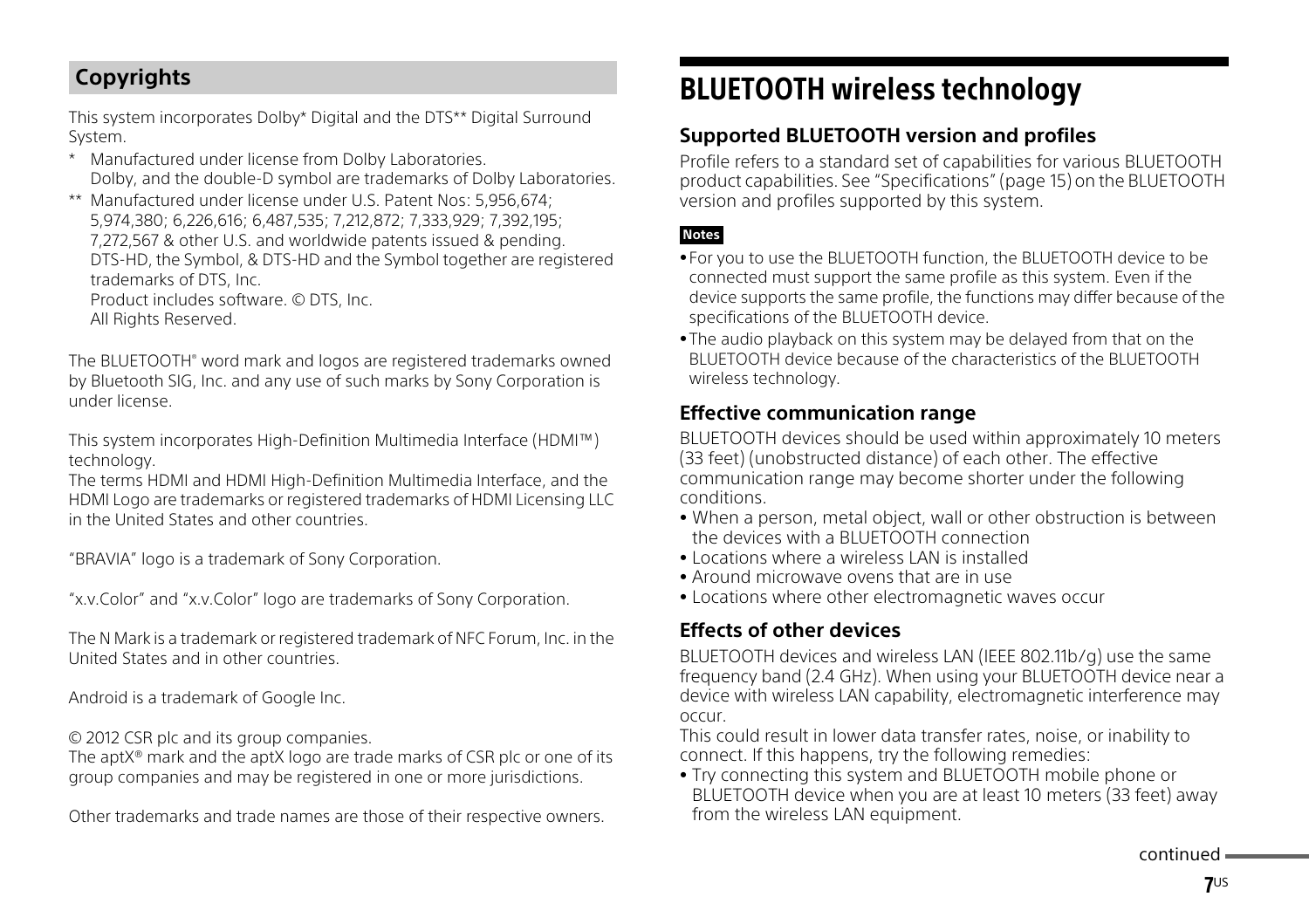## Copyrights

This system incorporates Dolby* Digital and the DTS** Digital Surround System.

\* Manufactured under license from Dolby Laboratories.
Dolby, and the double-D symbol are trademarks of Dolby Laboratories.

\*\* Manufactured under license under U.S. Patent Nos: 5,956,674; 5,974,380; 6,226,616; 6,487,535; 7,212,872; 7,333,929; 7,392,195; 7,272,567 & other U.S. and worldwide patents issued & pending. DTS-HD, the Symbol, & DTS-HD and the Symbol together are registered trademarks of DTS, Inc.
Product includes software. © DTS, Inc.
All Rights Reserved.

The BLUETOOTH® word mark and logos are registered trademarks owned by Bluetooth SIG, Inc. and any use of such marks by Sony Corporation is under license.

This system incorporates High-Definition Multimedia Interface (HDMI™) technology.
The terms HDMI and HDMI High-Definition Multimedia Interface, and the HDMI Logo are trademarks or registered trademarks of HDMI Licensing LLC in the United States and other countries.

"BRAVIA" logo is a trademark of Sony Corporation.

"x.v.Color" and "x.v.Color" logo are trademarks of Sony Corporation.

The N Mark is a trademark or registered trademark of NFC Forum, Inc. in the United States and in other countries.

Android is a trademark of Google Inc.

© 2012 CSR plc and its group companies.
The aptX® mark and the aptX logo are trade marks of CSR plc or one of its group companies and may be registered in one or more jurisdictions.

Other trademarks and trade names are those of their respective owners.

# BLUETOOTH wireless technology

### Supported BLUETOOTH version and profiles

Profile refers to a standard set of capabilities for various BLUETOOTH product capabilities. See "Specifications" (page 15) on the BLUETOOTH version and profiles supported by this system.

**Notes**

- For you to use the BLUETOOTH function, the BLUETOOTH device to be connected must support the same profile as this system. Even if the device supports the same profile, the functions may differ because of the specifications of the BLUETOOTH device.
- The audio playback on this system may be delayed from that on the BLUETOOTH device because of the characteristics of the BLUETOOTH wireless technology.

### Effective communication range

BLUETOOTH devices should be used within approximately 10 meters (33 feet) (unobstructed distance) of each other. The effective communication range may become shorter under the following conditions.

- When a person, metal object, wall or other obstruction is between the devices with a BLUETOOTH connection
- Locations where a wireless LAN is installed
- Around microwave ovens that are in use
- Locations where other electromagnetic waves occur

### Effects of other devices

BLUETOOTH devices and wireless LAN (IEEE 802.11b/g) use the same frequency band (2.4 GHz). When using your BLUETOOTH device near a device with wireless LAN capability, electromagnetic interference may occur.
This could result in lower data transfer rates, noise, or inability to connect. If this happens, try the following remedies:

- Try connecting this system and BLUETOOTH mobile phone or BLUETOOTH device when you are at least 10 meters (33 feet) away from the wireless LAN equipment.

continued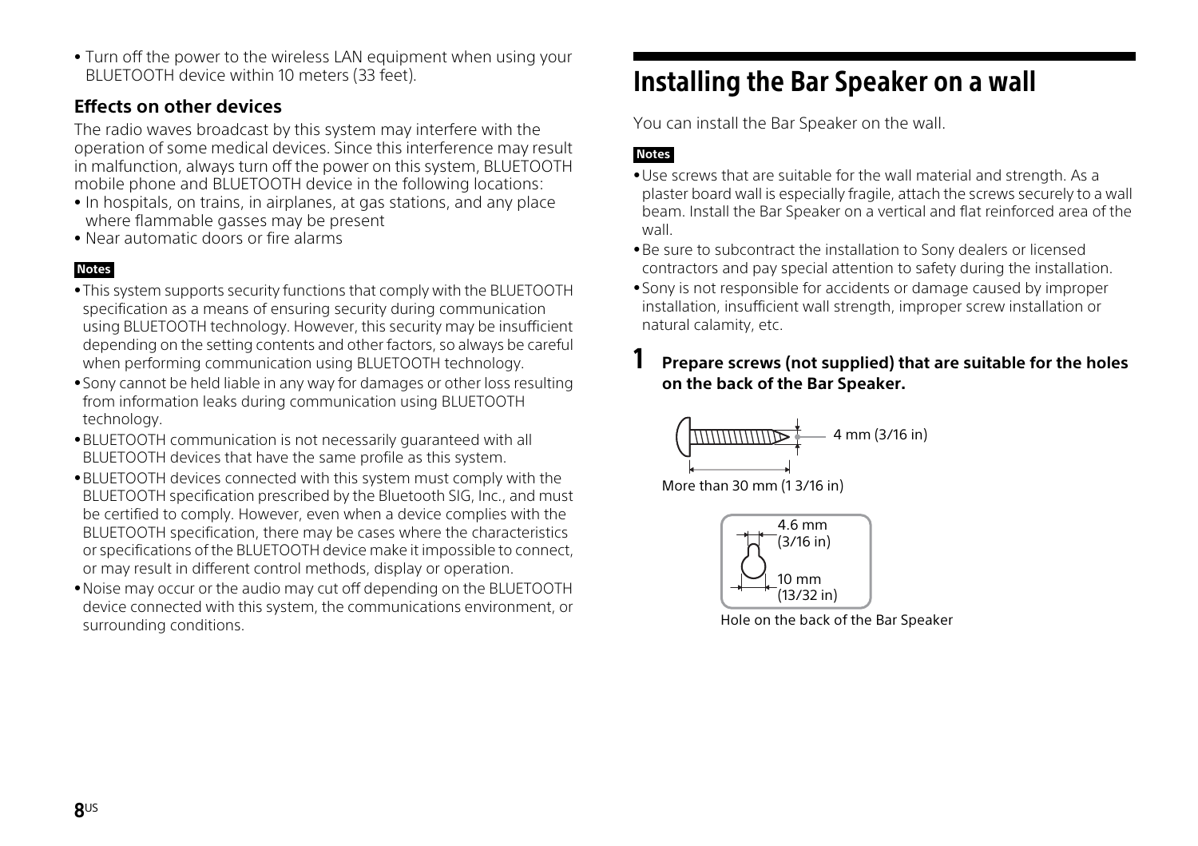- Turn off the power to the wireless LAN equipment when using your BLUETOOTH device within 10 meters (33 feet).

### Effects on other devices

The radio waves broadcast by this system may interfere with the operation of some medical devices. Since this interference may result in malfunction, always turn off the power on this system, BLUETOOTH mobile phone and BLUETOOTH device in the following locations:

- In hospitals, on trains, in airplanes, at gas stations, and any place where flammable gasses may be present
- Near automatic doors or fire alarms

**Notes**

- This system supports security functions that comply with the BLUETOOTH specification as a means of ensuring security during communication using BLUETOOTH technology. However, this security may be insufficient depending on the setting contents and other factors, so always be careful when performing communication using BLUETOOTH technology.
- Sony cannot be held liable in any way for damages or other loss resulting from information leaks during communication using BLUETOOTH technology.
- BLUETOOTH communication is not necessarily guaranteed with all BLUETOOTH devices that have the same profile as this system.
- BLUETOOTH devices connected with this system must comply with the BLUETOOTH specification prescribed by the Bluetooth SIG, Inc., and must be certified to comply. However, even when a device complies with the BLUETOOTH specification, there may be cases where the characteristics or specifications of the BLUETOOTH device make it impossible to connect, or may result in different control methods, display or operation.
- Noise may occur or the audio may cut off depending on the BLUETOOTH device connected with this system, the communications environment, or surrounding conditions.

# Installing the Bar Speaker on a wall

You can install the Bar Speaker on the wall.

**Notes**

- Use screws that are suitable for the wall material and strength. As a plaster board wall is especially fragile, attach the screws securely to a wall beam. Install the Bar Speaker on a vertical and flat reinforced area of the wall.
- Be sure to subcontract the installation to Sony dealers or licensed contractors and pay special attention to safety during the installation.
- Sony is not responsible for accidents or damage caused by improper installation, insufficient wall strength, improper screw installation or natural calamity, etc.

**1 Prepare screws (not supplied) that are suitable for the holes on the back of the Bar Speaker.**

4 mm (3/16 in)

More than 30 mm (1 3/16 in)

4.6 mm (3/16 in)

10 mm (13/32 in)

Hole on the back of the Bar Speaker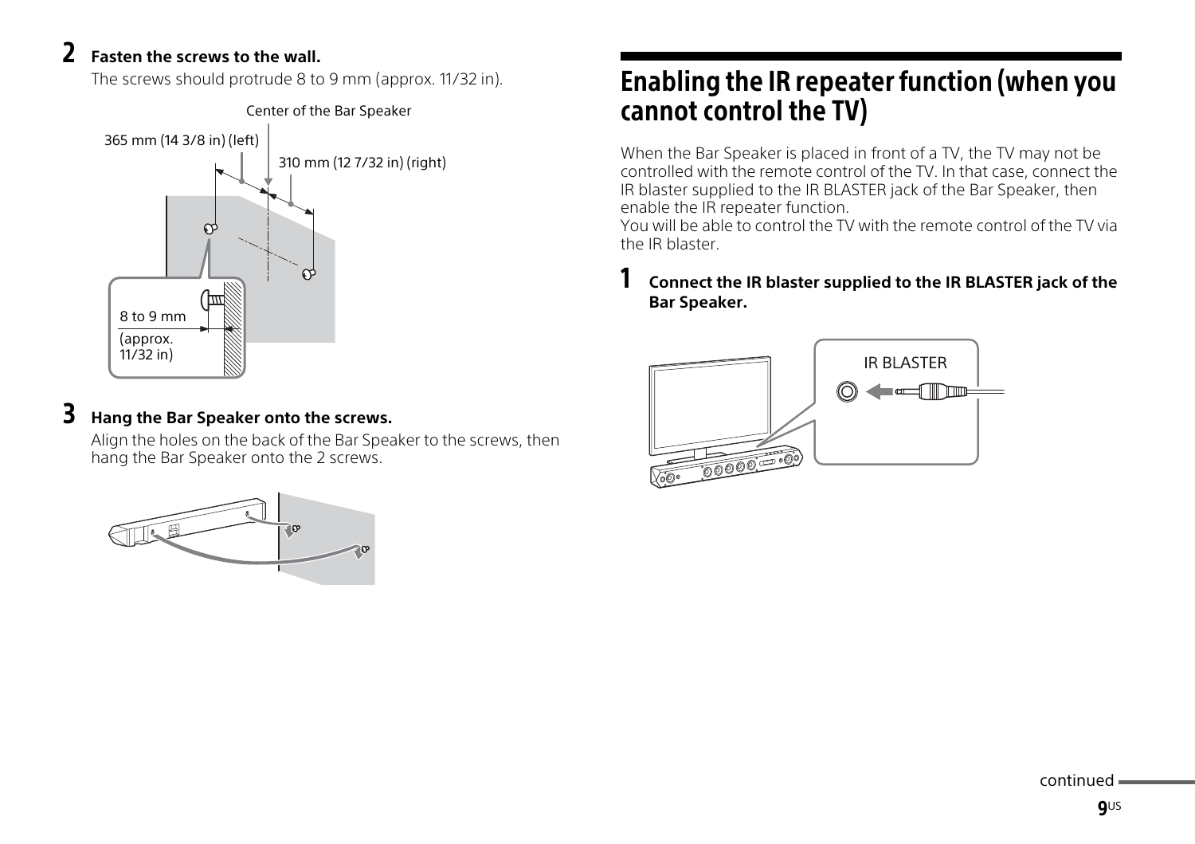**2** **Fasten the screws to the wall.**

The screws should protrude 8 to 9 mm (approx. 11/32 in).

Center of the Bar Speaker

365 mm (14 3/8 in) (left)

310 mm (12 7/32 in) (right)

8 to 9 mm (approx. 11/32 in)

**3** **Hang the Bar Speaker onto the screws.**

Align the holes on the back of the Bar Speaker to the screws, then hang the Bar Speaker onto the 2 screws.

# Enabling the IR repeater function (when you cannot control the TV)

When the Bar Speaker is placed in front of a TV, the TV may not be controlled with the remote control of the TV. In that case, connect the IR blaster supplied to the IR BLASTER jack of the Bar Speaker, then enable the IR repeater function.
You will be able to control the TV with the remote control of the TV via the IR blaster.

**1** **Connect the IR blaster supplied to the IR BLASTER jack of the Bar Speaker.**

IR BLASTER

continued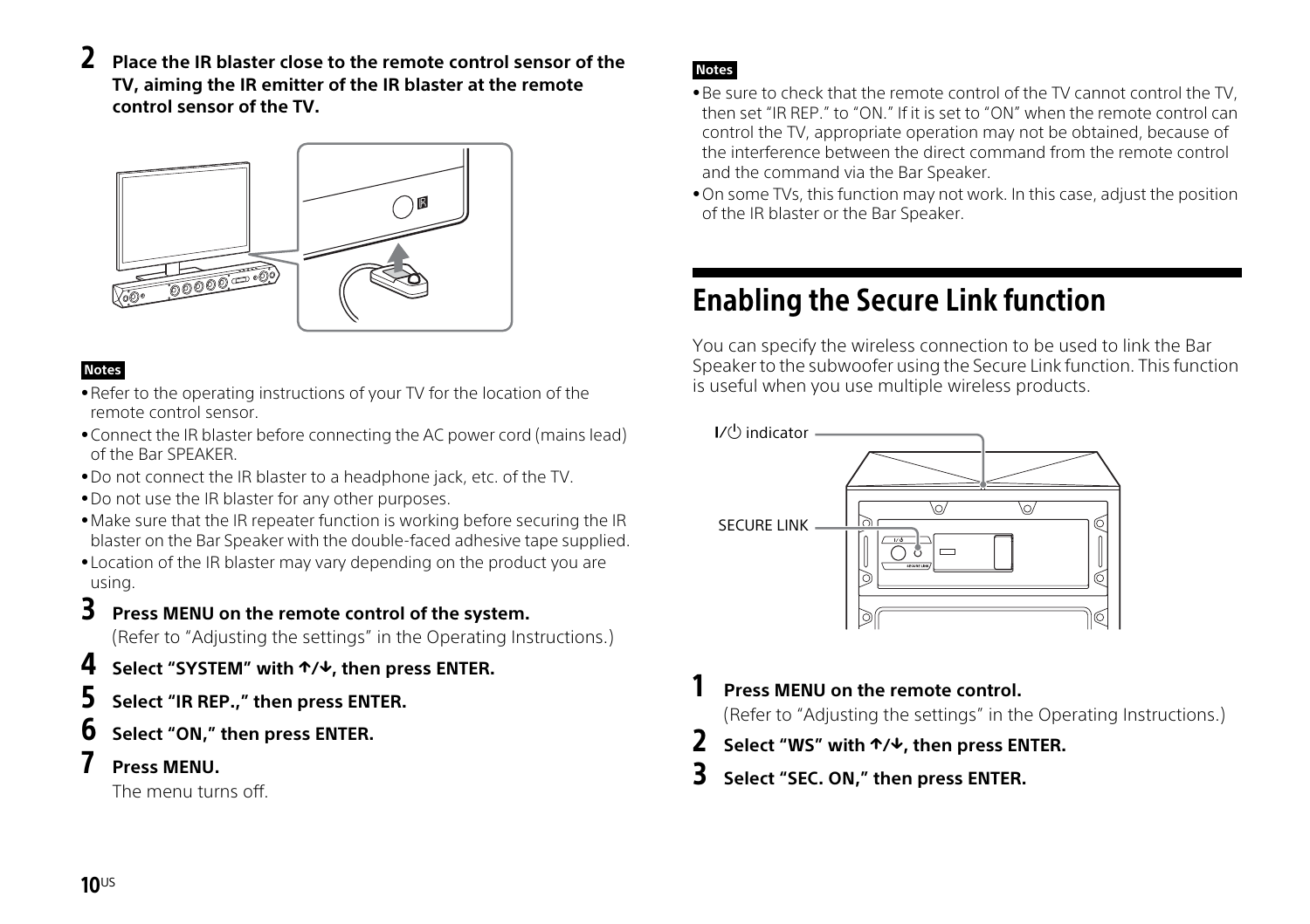**2** **Place the IR blaster close to the remote control sensor of the TV, aiming the IR emitter of the IR blaster at the remote control sensor of the TV.**

**Notes**

- Refer to the operating instructions of your TV for the location of the remote control sensor.
- Connect the IR blaster before connecting the AC power cord (mains lead) of the Bar SPEAKER.
- Do not connect the IR blaster to a headphone jack, etc. of the TV.
- Do not use the IR blaster for any other purposes.
- Make sure that the IR repeater function is working before securing the IR blaster on the Bar Speaker with the double-faced adhesive tape supplied.
- Location of the IR blaster may vary depending on the product you are using.

**3** **Press MENU on the remote control of the system.**
(Refer to "Adjusting the settings" in the Operating Instructions.)

**4** **Select "SYSTEM" with ↑/↓, then press ENTER.**

**5** **Select "IR REP.," then press ENTER.**

**6** **Select "ON," then press ENTER.**

**7** **Press MENU.**
The menu turns off.

**Notes**

- Be sure to check that the remote control of the TV cannot control the TV, then set "IR REP." to "ON." If it is set to "ON" when the remote control can control the TV, appropriate operation may not be obtained, because of the interference between the direct command from the remote control and the command via the Bar Speaker.
- On some TVs, this function may not work. In this case, adjust the position of the IR blaster or the Bar Speaker.

# Enabling the Secure Link function

You can specify the wireless connection to be used to link the Bar Speaker to the subwoofer using the Secure Link function. This function is useful when you use multiple wireless products.

I/⏻ indicator

SECURE LINK

**1** **Press MENU on the remote control.**
(Refer to "Adjusting the settings" in the Operating Instructions.)

**2** **Select "WS" with ↑/↓, then press ENTER.**

**3** **Select "SEC. ON," then press ENTER.**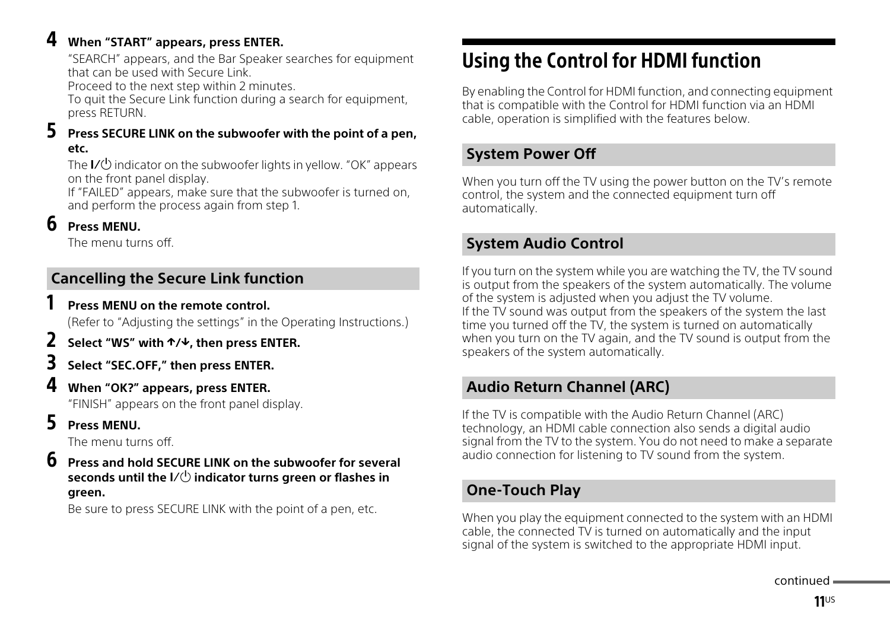**4 When "START" appears, press ENTER.**

"SEARCH" appears, and the Bar Speaker searches for equipment that can be used with Secure Link.
Proceed to the next step within 2 minutes.
To quit the Secure Link function during a search for equipment, press RETURN.

**5 Press SECURE LINK on the subwoofer with the point of a pen, etc.**

The I/⏻ indicator on the subwoofer lights in yellow. "OK" appears on the front panel display.
If "FAILED" appears, make sure that the subwoofer is turned on, and perform the process again from step 1.

**6 Press MENU.**

The menu turns off.

### Cancelling the Secure Link function

**1 Press MENU on the remote control.**

(Refer to "Adjusting the settings" in the Operating Instructions.)

**2 Select "WS" with ↑/↓, then press ENTER.**

**3 Select "SEC.OFF," then press ENTER.**

**4 When "OK?" appears, press ENTER.**

"FINISH" appears on the front panel display.

**5 Press MENU.**

The menu turns off.

**6 Press and hold SECURE LINK on the subwoofer for several seconds until the I/⏻ indicator turns green or flashes in green.**

Be sure to press SECURE LINK with the point of a pen, etc.

# Using the Control for HDMI function

By enabling the Control for HDMI function, and connecting equipment that is compatible with the Control for HDMI function via an HDMI cable, operation is simplified with the features below.

### System Power Off

When you turn off the TV using the power button on the TV's remote control, the system and the connected equipment turn off automatically.

### System Audio Control

If you turn on the system while you are watching the TV, the TV sound is output from the speakers of the system automatically. The volume of the system is adjusted when you adjust the TV volume.
If the TV sound was output from the speakers of the system the last time you turned off the TV, the system is turned on automatically when you turn on the TV again, and the TV sound is output from the speakers of the system automatically.

### Audio Return Channel (ARC)

If the TV is compatible with the Audio Return Channel (ARC) technology, an HDMI cable connection also sends a digital audio signal from the TV to the system. You do not need to make a separate audio connection for listening to TV sound from the system.

### One-Touch Play

When you play the equipment connected to the system with an HDMI cable, the connected TV is turned on automatically and the input signal of the system is switched to the appropriate HDMI input.

continued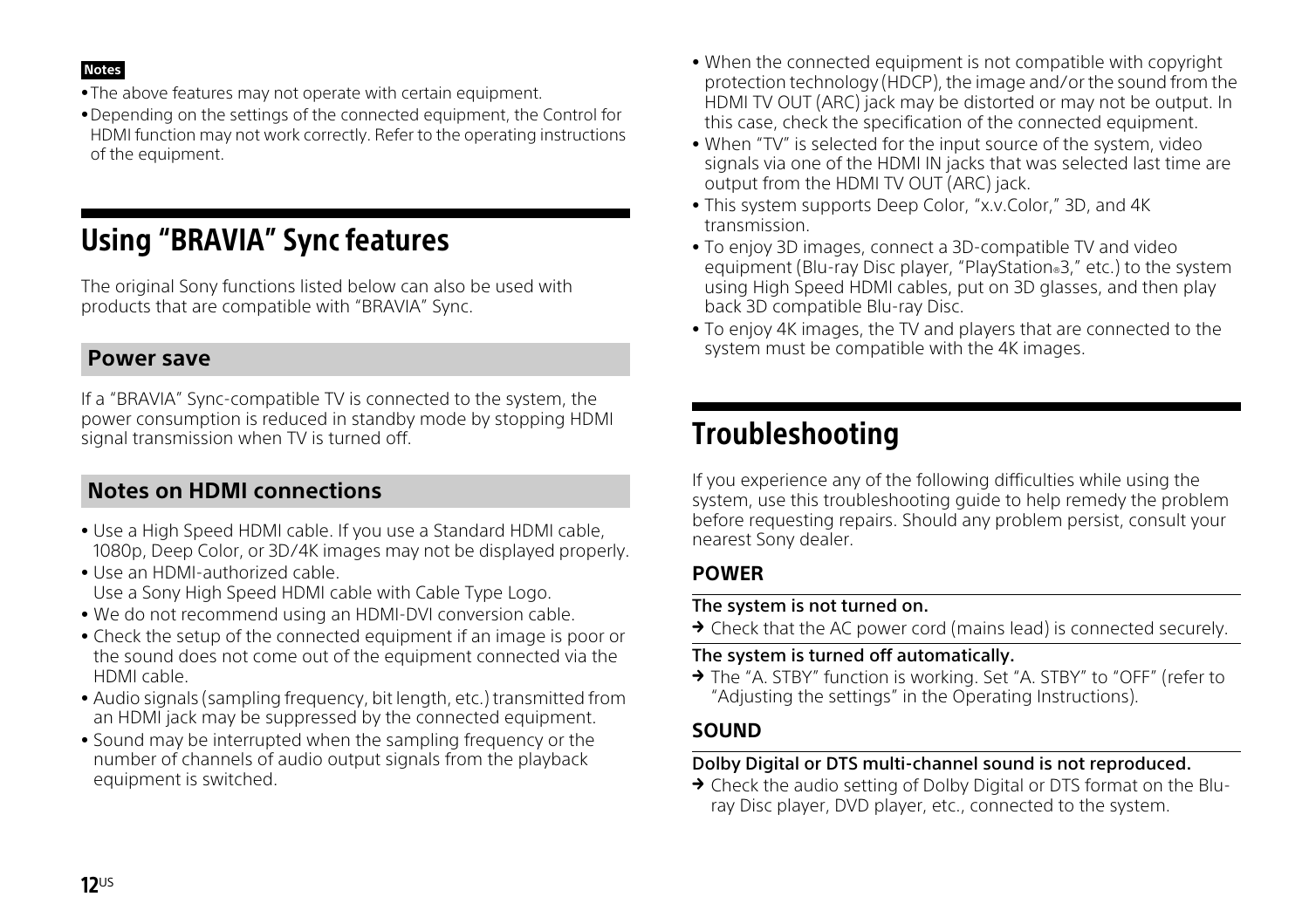**Notes**

- The above features may not operate with certain equipment.
- Depending on the settings of the connected equipment, the Control for HDMI function may not work correctly. Refer to the operating instructions of the equipment.

# Using "BRAVIA" Sync features

The original Sony functions listed below can also be used with products that are compatible with "BRAVIA" Sync.

## Power save

If a "BRAVIA" Sync-compatible TV is connected to the system, the power consumption is reduced in standby mode by stopping HDMI signal transmission when TV is turned off.

## Notes on HDMI connections

- Use a High Speed HDMI cable. If you use a Standard HDMI cable, 1080p, Deep Color, or 3D/4K images may not be displayed properly.
- Use an HDMI-authorized cable.
  Use a Sony High Speed HDMI cable with Cable Type Logo.
- We do not recommend using an HDMI-DVI conversion cable.
- Check the setup of the connected equipment if an image is poor or the sound does not come out of the equipment connected via the HDMI cable.
- Audio signals (sampling frequency, bit length, etc.) transmitted from an HDMI jack may be suppressed by the connected equipment.
- Sound may be interrupted when the sampling frequency or the number of channels of audio output signals from the playback equipment is switched.
- When the connected equipment is not compatible with copyright protection technology (HDCP), the image and/or the sound from the HDMI TV OUT (ARC) jack may be distorted or may not be output. In this case, check the specification of the connected equipment.
- When "TV" is selected for the input source of the system, video signals via one of the HDMI IN jacks that was selected last time are output from the HDMI TV OUT (ARC) jack.
- This system supports Deep Color, "x.v.Color," 3D, and 4K transmission.
- To enjoy 3D images, connect a 3D-compatible TV and video equipment (Blu-ray Disc player, "PlayStation®3," etc.) to the system using High Speed HDMI cables, put on 3D glasses, and then play back 3D compatible Blu-ray Disc.
- To enjoy 4K images, the TV and players that are connected to the system must be compatible with the 4K images.

# Troubleshooting

If you experience any of the following difficulties while using the system, use this troubleshooting guide to help remedy the problem before requesting repairs. Should any problem persist, consult your nearest Sony dealer.

## POWER

**The system is not turned on.**

→ Check that the AC power cord (mains lead) is connected securely.

**The system is turned off automatically.**

→ The "A. STBY" function is working. Set "A. STBY" to "OFF" (refer to "Adjusting the settings" in the Operating Instructions).

## SOUND

**Dolby Digital or DTS multi-channel sound is not reproduced.**

→ Check the audio setting of Dolby Digital or DTS format on the Blu-ray Disc player, DVD player, etc., connected to the system.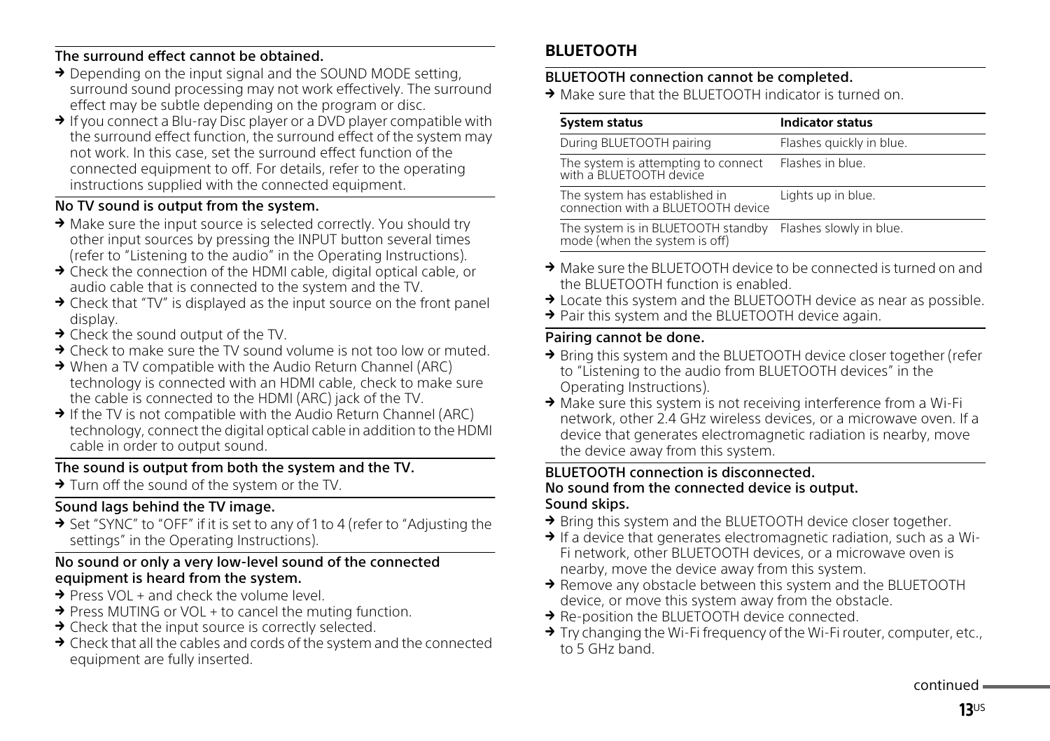#### The surround effect cannot be obtained.

- → Depending on the input signal and the SOUND MODE setting, surround sound processing may not work effectively. The surround effect may be subtle depending on the program or disc.
- → If you connect a Blu-ray Disc player or a DVD player compatible with the surround effect function, the surround effect of the system may not work. In this case, set the surround effect function of the connected equipment to off. For details, refer to the operating instructions supplied with the connected equipment.

#### No TV sound is output from the system.

- → Make sure the input source is selected correctly. You should try other input sources by pressing the INPUT button several times (refer to "Listening to the audio" in the Operating Instructions).
- → Check the connection of the HDMI cable, digital optical cable, or audio cable that is connected to the system and the TV.
- → Check that "TV" is displayed as the input source on the front panel display.
- → Check the sound output of the TV.
- → Check to make sure the TV sound volume is not too low or muted.
- → When a TV compatible with the Audio Return Channel (ARC) technology is connected with an HDMI cable, check to make sure the cable is connected to the HDMI (ARC) jack of the TV.
- → If the TV is not compatible with the Audio Return Channel (ARC) technology, connect the digital optical cable in addition to the HDMI cable in order to output sound.

#### The sound is output from both the system and the TV.

- → Turn off the sound of the system or the TV.

#### Sound lags behind the TV image.

- → Set "SYNC" to "OFF" if it is set to any of 1 to 4 (refer to "Adjusting the settings" in the Operating Instructions).

#### No sound or only a very low-level sound of the connected equipment is heard from the system.

- → Press VOL + and check the volume level.
- → Press MUTING or VOL + to cancel the muting function.
- → Check that the input source is correctly selected.
- → Check that all the cables and cords of the system and the connected equipment are fully inserted.

## BLUETOOTH

#### BLUETOOTH connection cannot be completed.

- → Make sure that the BLUETOOTH indicator is turned on.

| System status | Indicator status |
|---|---|
| During BLUETOOTH pairing | Flashes quickly in blue. |
| The system is attempting to connect with a BLUETOOTH device | Flashes in blue. |
| The system has established in connection with a BLUETOOTH device | Lights up in blue. |
| The system is in BLUETOOTH standby mode (when the system is off) | Flashes slowly in blue. |

- → Make sure the BLUETOOTH device to be connected is turned on and the BLUETOOTH function is enabled.
- → Locate this system and the BLUETOOTH device as near as possible.
- → Pair this system and the BLUETOOTH device again.

#### Pairing cannot be done.

- → Bring this system and the BLUETOOTH device closer together (refer to "Listening to the audio from BLUETOOTH devices" in the Operating Instructions).
- → Make sure this system is not receiving interference from a Wi-Fi network, other 2.4 GHz wireless devices, or a microwave oven. If a device that generates electromagnetic radiation is nearby, move the device away from this system.

#### BLUETOOTH connection is disconnected.
#### No sound from the connected device is output.
#### Sound skips.

- → Bring this system and the BLUETOOTH device closer together.
- → If a device that generates electromagnetic radiation, such as a Wi-Fi network, other BLUETOOTH devices, or a microwave oven is nearby, move the device away from this system.
- → Remove any obstacle between this system and the BLUETOOTH device, or move this system away from the obstacle.
- → Re-position the BLUETOOTH device connected.
- → Try changing the Wi-Fi frequency of the Wi-Fi router, computer, etc., to 5 GHz band.

continued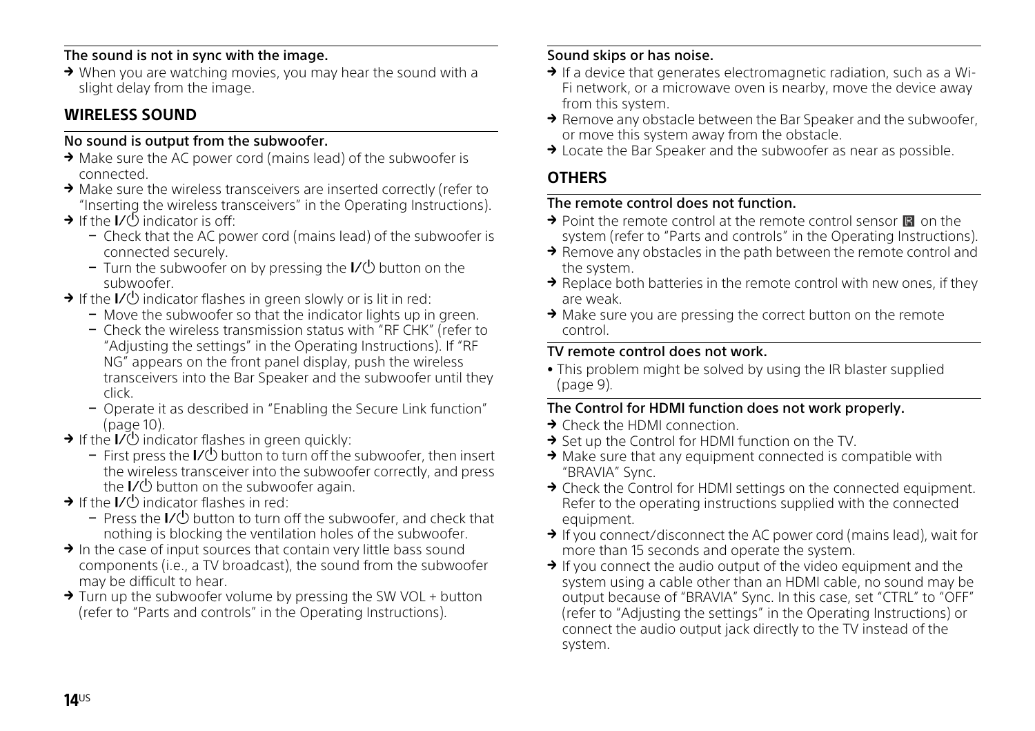**The sound is not in sync with the image.**

→ When you are watching movies, you may hear the sound with a slight delay from the image.

## WIRELESS SOUND

**No sound is output from the subwoofer.**

→ Make sure the AC power cord (mains lead) of the subwoofer is connected.

→ Make sure the wireless transceivers are inserted correctly (refer to "Inserting the wireless transceivers" in the Operating Instructions).

→ If the I/⏻ indicator is off:
- Check that the AC power cord (mains lead) of the subwoofer is connected securely.
- Turn the subwoofer on by pressing the I/⏻ button on the subwoofer.

→ If the I/⏻ indicator flashes in green slowly or is lit in red:
- Move the subwoofer so that the indicator lights up in green.
- Check the wireless transmission status with "RF CHK" (refer to "Adjusting the settings" in the Operating Instructions). If "RF NG" appears on the front panel display, push the wireless transceivers into the Bar Speaker and the subwoofer until they click.
- Operate it as described in "Enabling the Secure Link function" (page 10).

→ If the I/⏻ indicator flashes in green quickly:
- First press the I/⏻ button to turn off the subwoofer, then insert the wireless transceiver into the subwoofer correctly, and press the I/⏻ button on the subwoofer again.

→ If the I/⏻ indicator flashes in red:
- Press the I/⏻ button to turn off the subwoofer, and check that nothing is blocking the ventilation holes of the subwoofer.

→ In the case of input sources that contain very little bass sound components (i.e., a TV broadcast), the sound from the subwoofer may be difficult to hear.

→ Turn up the subwoofer volume by pressing the SW VOL + button (refer to "Parts and controls" in the Operating Instructions).

**Sound skips or has noise.**

→ If a device that generates electromagnetic radiation, such as a Wi-Fi network, or a microwave oven is nearby, move the device away from this system.

→ Remove any obstacle between the Bar Speaker and the subwoofer, or move this system away from the obstacle.

→ Locate the Bar Speaker and the subwoofer as near as possible.

## OTHERS

**The remote control does not function.**

→ Point the remote control at the remote control sensor ⧈ on the system (refer to "Parts and controls" in the Operating Instructions).

→ Remove any obstacles in the path between the remote control and the system.

→ Replace both batteries in the remote control with new ones, if they are weak.

→ Make sure you are pressing the correct button on the remote control.

**TV remote control does not work.**

- This problem might be solved by using the IR blaster supplied (page 9).

**The Control for HDMI function does not work properly.**

→ Check the HDMI connection.

→ Set up the Control for HDMI function on the TV.

→ Make sure that any equipment connected is compatible with "BRAVIA" Sync.

→ Check the Control for HDMI settings on the connected equipment. Refer to the operating instructions supplied with the connected equipment.

→ If you connect/disconnect the AC power cord (mains lead), wait for more than 15 seconds and operate the system.

→ If you connect the audio output of the video equipment and the system using a cable other than an HDMI cable, no sound may be output because of "BRAVIA" Sync. In this case, set "CTRL" to "OFF" (refer to "Adjusting the settings" in the Operating Instructions) or connect the audio output jack directly to the TV instead of the system.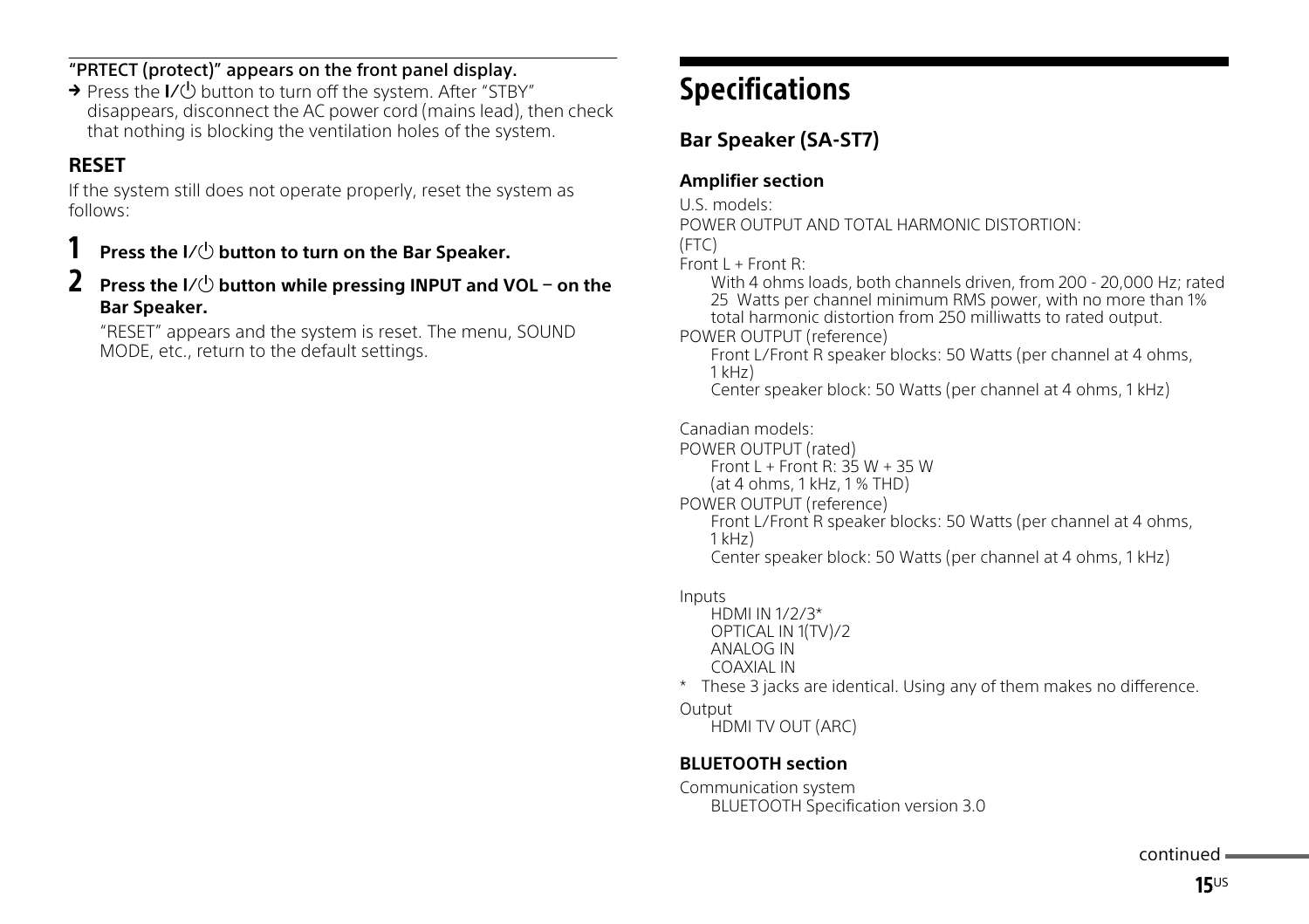**"PRTECT (protect)" appears on the front panel display.**

→ Press the I/⏻ button to turn off the system. After "STBY" disappears, disconnect the AC power cord (mains lead), then check that nothing is blocking the ventilation holes of the system.

### RESET

If the system still does not operate properly, reset the system as follows:

1. **Press the I/⏻ button to turn on the Bar Speaker.**
2. **Press the I/⏻ button while pressing INPUT and VOL – on the Bar Speaker.**

   "RESET" appears and the system is reset. The menu, SOUND MODE, etc., return to the default settings.

# Specifications

## Bar Speaker (SA-ST7)

### Amplifier section

U.S. models:

POWER OUTPUT AND TOTAL HARMONIC DISTORTION:

(FTC)

Front L + Front R:

With 4 ohms loads, both channels driven, from 200 - 20,000 Hz; rated 25 Watts per channel minimum RMS power, with no more than 1% total harmonic distortion from 250 milliwatts to rated output.

POWER OUTPUT (reference)

Front L/Front R speaker blocks: 50 Watts (per channel at 4 ohms, 1 kHz)

Center speaker block: 50 Watts (per channel at 4 ohms, 1 kHz)

Canadian models:

POWER OUTPUT (rated)

Front L + Front R: 35 W + 35 W
(at 4 ohms, 1 kHz, 1 % THD)

POWER OUTPUT (reference)

Front L/Front R speaker blocks: 50 Watts (per channel at 4 ohms, 1 kHz)

Center speaker block: 50 Watts (per channel at 4 ohms, 1 kHz)

Inputs

HDMI IN 1/2/3*
OPTICAL IN 1(TV)/2
ANALOG IN
COAXIAL IN

\* These 3 jacks are identical. Using any of them makes no difference.

Output

HDMI TV OUT (ARC)

### BLUETOOTH section

Communication system

BLUETOOTH Specification version 3.0

continued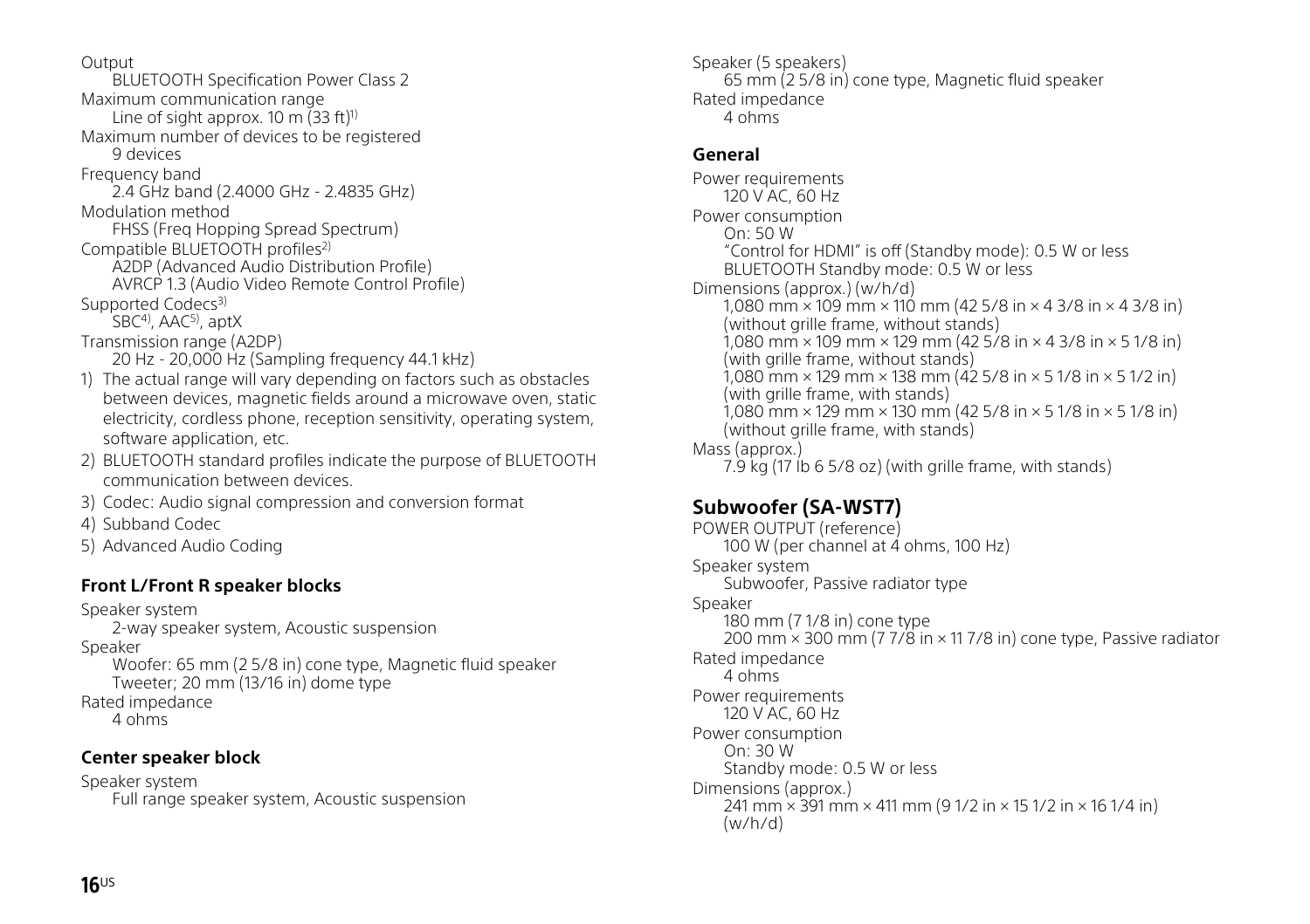Output
BLUETOOTH Specification Power Class 2

Maximum communication range
Line of sight approx. 10 m (33 ft)[1]

Maximum number of devices to be registered
9 devices

Frequency band
2.4 GHz band (2.4000 GHz - 2.4835 GHz)

Modulation method
FHSS (Freq Hopping Spread Spectrum)

Compatible BLUETOOTH profiles[2]
A2DP (Advanced Audio Distribution Profile)
AVRCP 1.3 (Audio Video Remote Control Profile)

Supported Codecs[3]
SBC[4], AAC[5], aptX

Transmission range (A2DP)
20 Hz - 20,000 Hz (Sampling frequency 44.1 kHz)

1) The actual range will vary depending on factors such as obstacles between devices, magnetic fields around a microwave oven, static electricity, cordless phone, reception sensitivity, operating system, software application, etc.
2) BLUETOOTH standard profiles indicate the purpose of BLUETOOTH communication between devices.
3) Codec: Audio signal compression and conversion format
4) Subband Codec
5) Advanced Audio Coding

### Front L/Front R speaker blocks

Speaker system
2-way speaker system, Acoustic suspension

Speaker
Woofer: 65 mm (2 5/8 in) cone type, Magnetic fluid speaker
Tweeter; 20 mm (13/16 in) dome type

Rated impedance
4 ohms

### Center speaker block

Speaker system
Full range speaker system, Acoustic suspension

Speaker (5 speakers)
65 mm (2 5/8 in) cone type, Magnetic fluid speaker

Rated impedance
4 ohms

### General

Power requirements
120 V AC, 60 Hz

Power consumption
On: 50 W
"Control for HDMI" is off (Standby mode): 0.5 W or less
BLUETOOTH Standby mode: 0.5 W or less

Dimensions (approx.) (w/h/d)
1,080 mm × 109 mm × 110 mm (42 5/8 in × 4 3/8 in × 4 3/8 in) (without grille frame, without stands)
1,080 mm × 109 mm × 129 mm (42 5/8 in × 4 3/8 in × 5 1/8 in) (with grille frame, without stands)
1,080 mm × 129 mm × 138 mm (42 5/8 in × 5 1/8 in × 5 1/2 in) (with grille frame, with stands)
1,080 mm × 129 mm × 130 mm (42 5/8 in × 5 1/8 in × 5 1/8 in) (without grille frame, with stands)

Mass (approx.)
7.9 kg (17 lb 6 5/8 oz) (with grille frame, with stands)

## Subwoofer (SA-WST7)

POWER OUTPUT (reference)
100 W (per channel at 4 ohms, 100 Hz)

Speaker system
Subwoofer, Passive radiator type

Speaker
180 mm (7 1/8 in) cone type
200 mm × 300 mm (7 7/8 in × 11 7/8 in) cone type, Passive radiator

Rated impedance
4 ohms

Power requirements
120 V AC, 60 Hz

Power consumption
On: 30 W
Standby mode: 0.5 W or less

Dimensions (approx.)
241 mm × 391 mm × 411 mm (9 1/2 in × 15 1/2 in × 16 1/4 in) (w/h/d)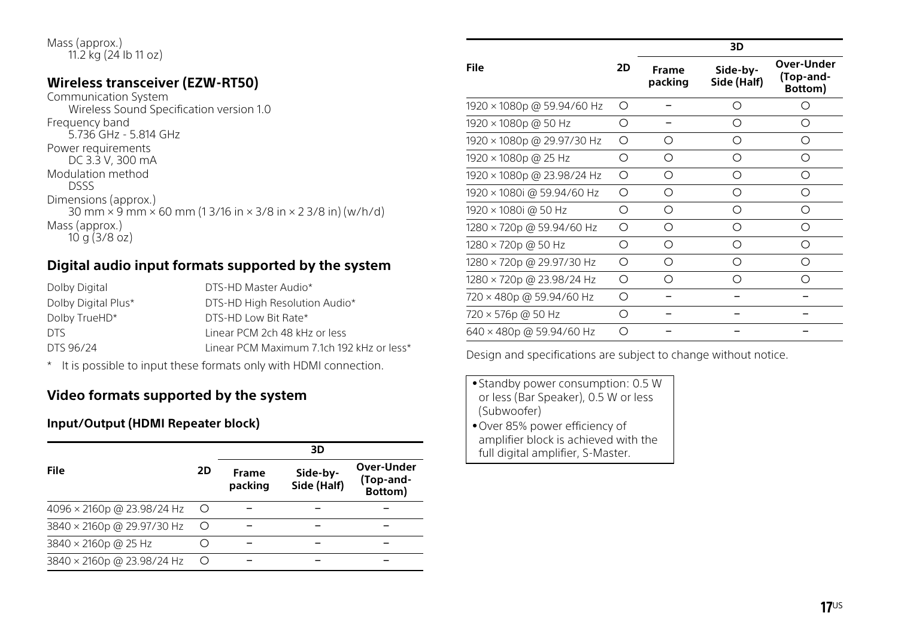Mass (approx.)
11.2 kg (24 lb 11 oz)

## Wireless transceiver (EZW-RT50)

Communication System
Wireless Sound Specification version 1.0

Frequency band
5.736 GHz - 5.814 GHz

Power requirements
DC 3.3 V, 300 mA

Modulation method
DSSS

Dimensions (approx.)
30 mm × 9 mm × 60 mm (1 3/16 in × 3/8 in × 2 3/8 in) (w/h/d)

Mass (approx.)
10 g (3/8 oz)

## Digital audio input formats supported by the system

| | |
|---|---|
| Dolby Digital | DTS-HD Master Audio* |
| Dolby Digital Plus* | DTS-HD High Resolution Audio* |
| Dolby TrueHD* | DTS-HD Low Bit Rate* |
| DTS | Linear PCM 2ch 48 kHz or less |
| DTS 96/24 | Linear PCM Maximum 7.1ch 192 kHz or less* |

\* It is possible to input these formats only with HDMI connection.

## Video formats supported by the system

### Input/Output (HDMI Repeater block)

| File | 2D | 3D | | |
|---|---|---|---|---|
| | | Frame packing | Side-by-Side (Half) | Over-Under (Top-and-Bottom) |
| 4096 × 2160p @ 23.98/24 Hz | ○ | – | – | – |
| 3840 × 2160p @ 29.97/30 Hz | ○ | – | – | – |
| 3840 × 2160p @ 25 Hz | ○ | – | – | – |
| 3840 × 2160p @ 23.98/24 Hz | ○ | – | – | – |
| 1920 × 1080p @ 59.94/60 Hz | ○ | – | ○ | ○ |
| 1920 × 1080p @ 50 Hz | ○ | – | ○ | ○ |
| 1920 × 1080p @ 29.97/30 Hz | ○ | ○ | ○ | ○ |
| 1920 × 1080p @ 25 Hz | ○ | ○ | ○ | ○ |
| 1920 × 1080p @ 23.98/24 Hz | ○ | ○ | ○ | ○ |
| 1920 × 1080i @ 59.94/60 Hz | ○ | ○ | ○ | ○ |
| 1920 × 1080i @ 50 Hz | ○ | ○ | ○ | ○ |
| 1280 × 720p @ 59.94/60 Hz | ○ | ○ | ○ | ○ |
| 1280 × 720p @ 50 Hz | ○ | ○ | ○ | ○ |
| 1280 × 720p @ 29.97/30 Hz | ○ | ○ | ○ | ○ |
| 1280 × 720p @ 23.98/24 Hz | ○ | ○ | ○ | ○ |
| 720 × 480p @ 59.94/60 Hz | ○ | – | – | – |
| 720 × 576p @ 50 Hz | ○ | – | – | – |
| 640 × 480p @ 59.94/60 Hz | ○ | – | – | – |

Design and specifications are subject to change without notice.

- Standby power consumption: 0.5 W or less (Bar Speaker), 0.5 W or less (Subwoofer)
- Over 85% power efficiency of amplifier block is achieved with the full digital amplifier, S-Master.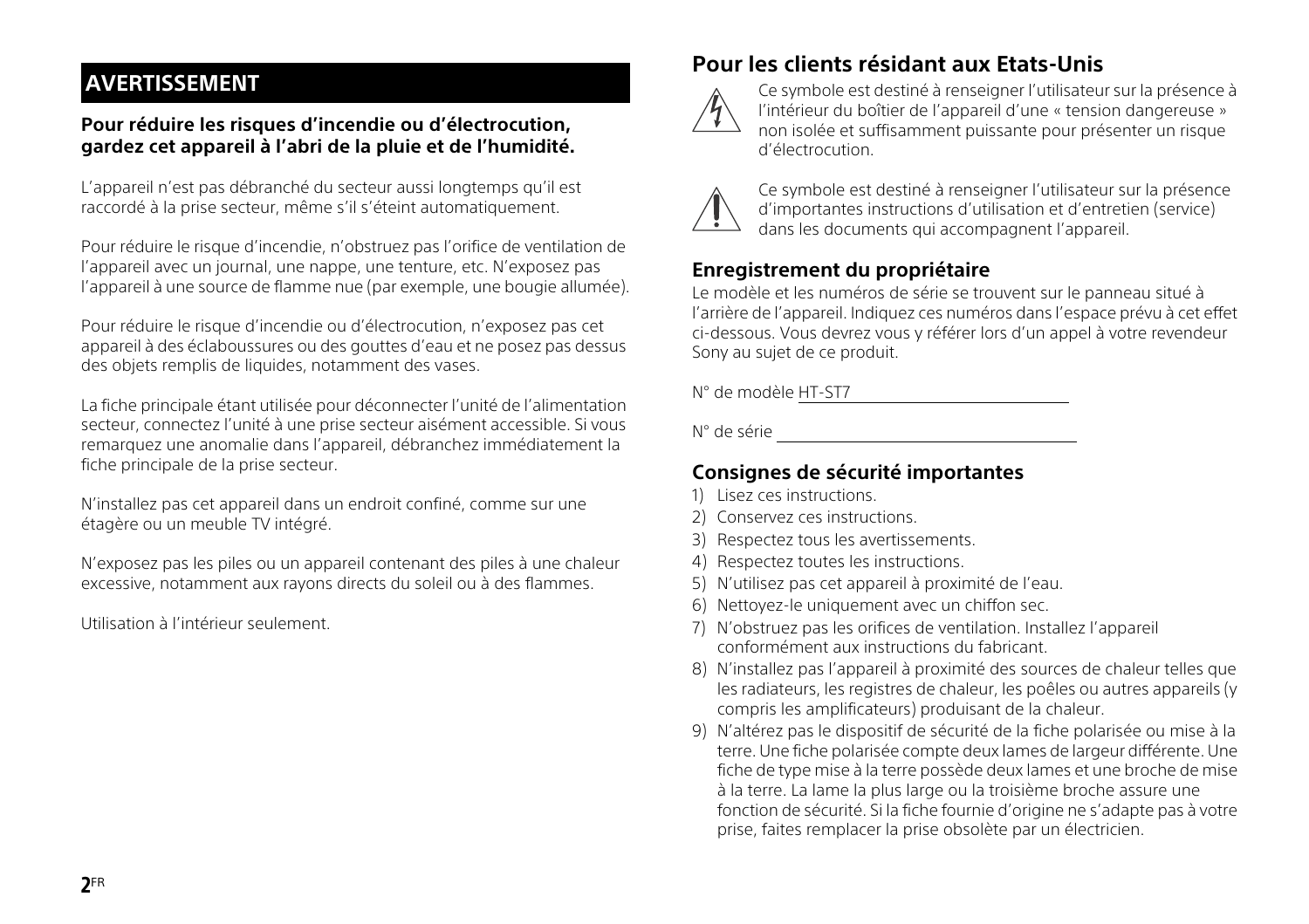## AVERTISSEMENT

**Pour réduire les risques d'incendie ou d'électrocution, gardez cet appareil à l'abri de la pluie et de l'humidité.**

L'appareil n'est pas débranché du secteur aussi longtemps qu'il est raccordé à la prise secteur, même s'il s'éteint automatiquement.

Pour réduire le risque d'incendie, n'obstruez pas l'orifice de ventilation de l'appareil avec un journal, une nappe, une tenture, etc. N'exposez pas l'appareil à une source de flamme nue (par exemple, une bougie allumée).

Pour réduire le risque d'incendie ou d'électrocution, n'exposez pas cet appareil à des éclaboussures ou des gouttes d'eau et ne posez pas dessus des objets remplis de liquides, notamment des vases.

La fiche principale étant utilisée pour déconnecter l'unité de l'alimentation secteur, connectez l'unité à une prise secteur aisément accessible. Si vous remarquez une anomalie dans l'appareil, débranchez immédiatement la fiche principale de la prise secteur.

N'installez pas cet appareil dans un endroit confiné, comme sur une étagère ou un meuble TV intégré.

N'exposez pas les piles ou un appareil contenant des piles à une chaleur excessive, notamment aux rayons directs du soleil ou à des flammes.

Utilisation à l'intérieur seulement.

## Pour les clients résidant aux Etats-Unis

Ce symbole est destiné à renseigner l'utilisateur sur la présence à l'intérieur du boîtier de l'appareil d'une « tension dangereuse » non isolée et suffisamment puissante pour présenter un risque d'électrocution.

Ce symbole est destiné à renseigner l'utilisateur sur la présence d'importantes instructions d'utilisation et d'entretien (service) dans les documents qui accompagnent l'appareil.

### Enregistrement du propriétaire

Le modèle et les numéros de série se trouvent sur le panneau situé à l'arrière de l'appareil. Indiquez ces numéros dans l'espace prévu à cet effet ci-dessous. Vous devrez vous y référer lors d'un appel à votre revendeur Sony au sujet de ce produit.

N° de modèle HT-ST7

N° de série ____________________

### Consignes de sécurité importantes

1) Lisez ces instructions.
2) Conservez ces instructions.
3) Respectez tous les avertissements.
4) Respectez toutes les instructions.
5) N'utilisez pas cet appareil à proximité de l'eau.
6) Nettoyez-le uniquement avec un chiffon sec.
7) N'obstruez pas les orifices de ventilation. Installez l'appareil conformément aux instructions du fabricant.
8) N'installez pas l'appareil à proximité des sources de chaleur telles que les radiateurs, les registres de chaleur, les poêles ou autres appareils (y compris les amplificateurs) produisant de la chaleur.
9) N'altérez pas le dispositif de sécurité de la fiche polarisée ou mise à la terre. Une fiche polarisée compte deux lames de largeur différente. Une fiche de type mise à la terre possède deux lames et une broche de mise à la terre. La lame la plus large ou la troisième broche assure une fonction de sécurité. Si la fiche fournie d'origine ne s'adapte pas à votre prise, faites remplacer la prise obsolète par un électricien.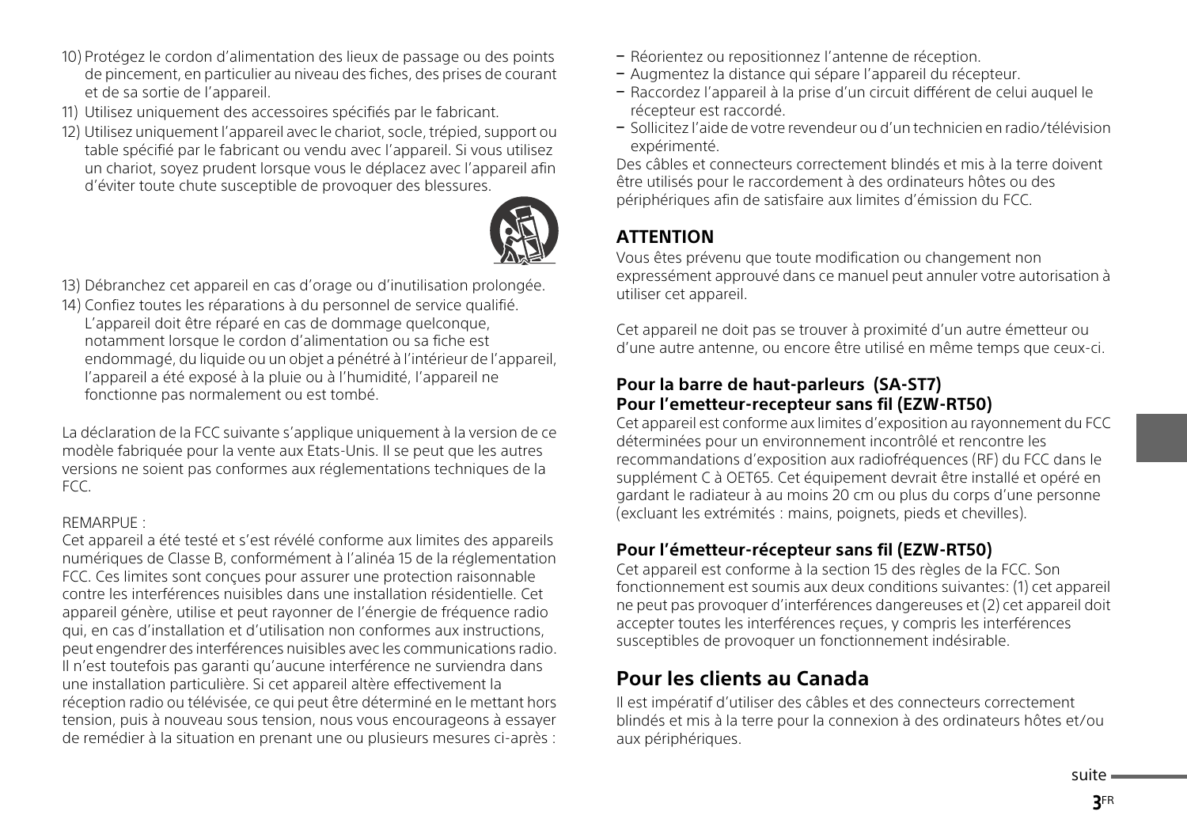10) Protégez le cordon d'alimentation des lieux de passage ou des points de pincement, en particulier au niveau des fiches, des prises de courant et de sa sortie de l'appareil.
11) Utilisez uniquement des accessoires spécifiés par le fabricant.
12) Utilisez uniquement l'appareil avec le chariot, socle, trépied, support ou table spécifié par le fabricant ou vendu avec l'appareil. Si vous utilisez un chariot, soyez prudent lorsque vous le déplacez avec l'appareil afin d'éviter toute chute susceptible de provoquer des blessures.
13) Débranchez cet appareil en cas d'orage ou d'inutilisation prolongée.
14) Confiez toutes les réparations à du personnel de service qualifié. L'appareil doit être réparé en cas de dommage quelconque, notamment lorsque le cordon d'alimentation ou sa fiche est endommagé, du liquide ou un objet a pénétré à l'intérieur de l'appareil, l'appareil a été exposé à la pluie ou à l'humidité, l'appareil ne fonctionne pas normalement ou est tombé.

La déclaration de la FCC suivante s'applique uniquement à la version de ce modèle fabriquée pour la vente aux Etats-Unis. Il se peut que les autres versions ne soient pas conformes aux réglementations techniques de la FCC.

REMARPUE :

Cet appareil a été testé et s'est révélé conforme aux limites des appareils numériques de Classe B, conformément à l'alinéa 15 de la réglementation FCC. Ces limites sont conçues pour assurer une protection raisonnable contre les interférences nuisibles dans une installation résidentielle. Cet appareil génère, utilise et peut rayonner de l'énergie de fréquence radio qui, en cas d'installation et d'utilisation non conformes aux instructions, peut engendrer des interférences nuisibles avec les communications radio. Il n'est toutefois pas garanti qu'aucune interférence ne surviendra dans une installation particulière. Si cet appareil altère effectivement la réception radio ou télévisée, ce qui peut être déterminé en le mettant hors tension, puis à nouveau sous tension, nous vous encourageons à essayer de remédier à la situation en prenant une ou plusieurs mesures ci-après :

- Réorientez ou repositionnez l'antenne de réception.
- Augmentez la distance qui sépare l'appareil du récepteur.
- Raccordez l'appareil à la prise d'un circuit différent de celui auquel le récepteur est raccordé.
- Sollicitez l'aide de votre revendeur ou d'un technicien en radio/télévision expérimenté.

Des câbles et connecteurs correctement blindés et mis à la terre doivent être utilisés pour le raccordement à des ordinateurs hôtes ou des périphériques afin de satisfaire aux limites d'émission du FCC.

### ATTENTION

Vous êtes prévenu que toute modification ou changement non expressément approuvé dans ce manuel peut annuler votre autorisation à utiliser cet appareil.

Cet appareil ne doit pas se trouver à proximité d'un autre émetteur ou d'une autre antenne, ou encore être utilisé en même temps que ceux-ci.

#### Pour la barre de haut-parleurs (SA-ST7) Pour l'emetteur-recepteur sans fil (EZW-RT50)

Cet appareil est conforme aux limites d'exposition au rayonnement du FCC déterminées pour un environnement incontrôlé et rencontre les recommandations d'exposition aux radiofréquences (RF) du FCC dans le supplément C à OET65. Cet équipement devrait être installé et opéré en gardant le radiateur à au moins 20 cm ou plus du corps d'une personne (excluant les extrémités : mains, poignets, pieds et chevilles).

#### Pour l'émetteur-récepteur sans fil (EZW-RT50)

Cet appareil est conforme à la section 15 des règles de la FCC. Son fonctionnement est soumis aux deux conditions suivantes: (1) cet appareil ne peut pas provoquer d'interférences dangereuses et (2) cet appareil doit accepter toutes les interférences reçues, y compris les interférences susceptibles de provoquer un fonctionnement indésirable.

## Pour les clients au Canada

Il est impératif d'utiliser des câbles et des connecteurs correctement blindés et mis à la terre pour la connexion à des ordinateurs hôtes et/ou aux périphériques.

suite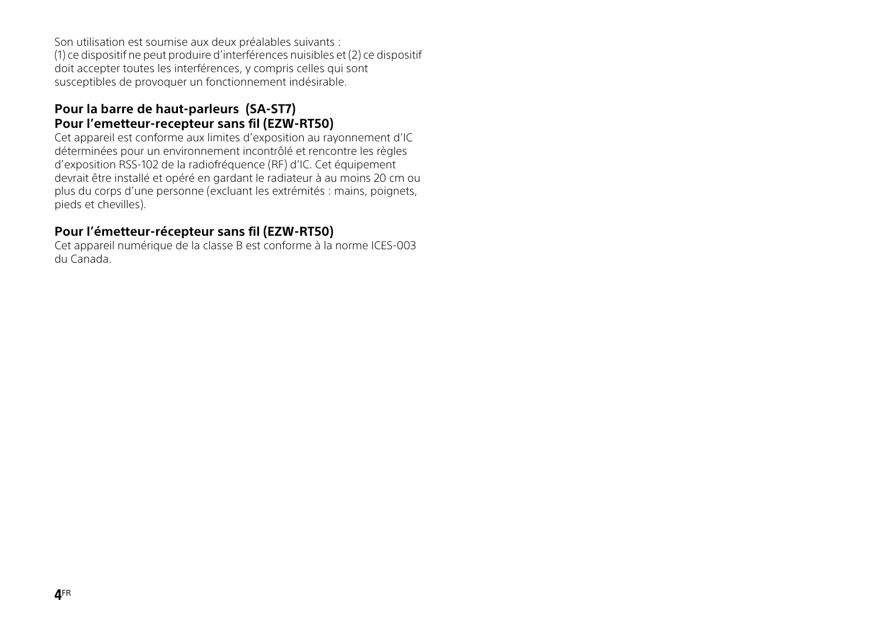Son utilisation est soumise aux deux préalables suivants :
(1) ce dispositif ne peut produire d'interférences nuisibles et (2) ce dispositif doit accepter toutes les interférences, y compris celles qui sont susceptibles de provoquer un fonctionnement indésirable.

### Pour la barre de haut-parleurs (SA-ST7)
### Pour l'emetteur-recepteur sans fil (EZW-RT50)

Cet appareil est conforme aux limites d'exposition au rayonnement d'IC déterminées pour un environnement incontrôlé et rencontre les règles d'exposition RSS-102 de la radiofréquence (RF) d'IC. Cet équipement devrait être installé et opéré en gardant le radiateur à au moins 20 cm ou plus du corps d'une personne (excluant les extrémités : mains, poignets, pieds et chevilles).

### Pour l'émetteur-récepteur sans fil (EZW-RT50)

Cet appareil numérique de la classe B est conforme à la norme ICES-003 du Canada.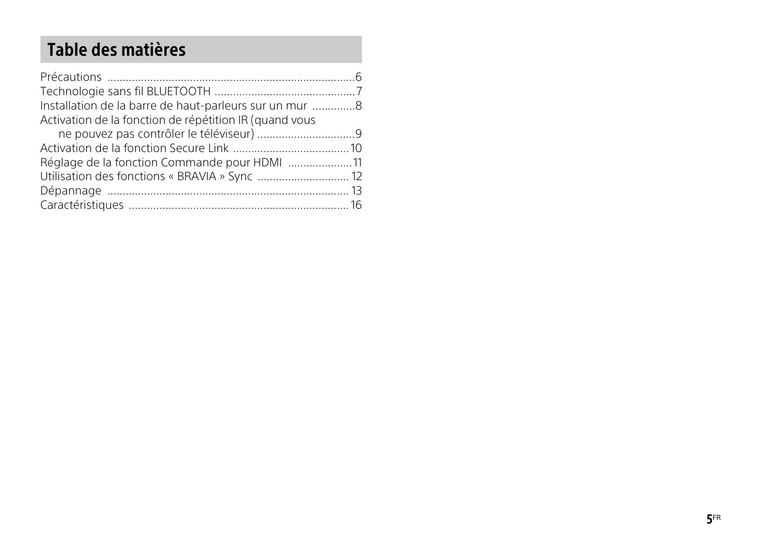# Table des matières

Précautions .................................................................................6
Technologie sans fil BLUETOOTH ...............................................7
Installation de la barre de haut-parleurs sur un mur ..............8
Activation de la fonction de répétition IR (quand vous ne pouvez pas contrôler le téléviseur) ................................9
Activation de la fonction Secure Link ......................................10
Réglage de la fonction Commande pour HDMI .....................11
Utilisation des fonctions « BRAVIA » Sync ..............................12
Dépannage ..............................................................................13
Caractéristiques .......................................................................16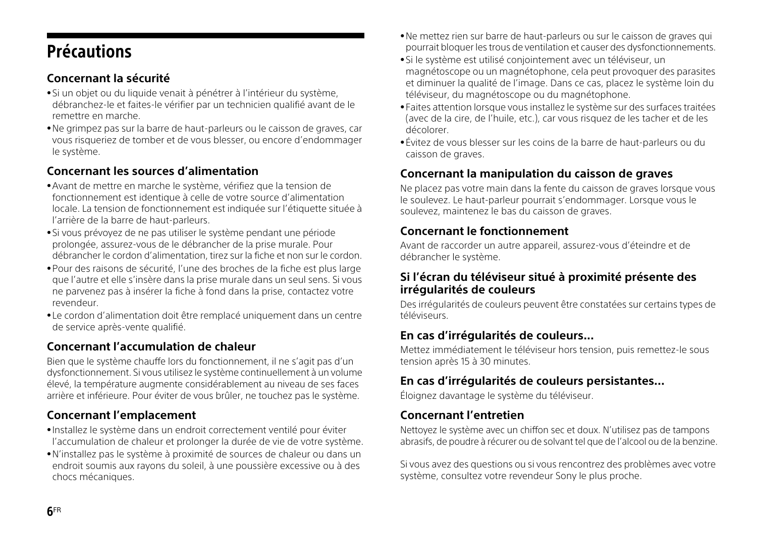# Précautions

## Concernant la sécurité

- Si un objet ou du liquide venait à pénétrer à l'intérieur du système, débranchez-le et faites-le vérifier par un technicien qualifié avant de le remettre en marche.
- Ne grimpez pas sur la barre de haut-parleurs ou le caisson de graves, car vous risqueriez de tomber et de vous blesser, ou encore d'endommager le système.

## Concernant les sources d'alimentation

- Avant de mettre en marche le système, vérifiez que la tension de fonctionnement est identique à celle de votre source d'alimentation locale. La tension de fonctionnement est indiquée sur l'étiquette située à l'arrière de la barre de haut-parleurs.
- Si vous prévoyez de ne pas utiliser le système pendant une période prolongée, assurez-vous de le débrancher de la prise murale. Pour débrancher le cordon d'alimentation, tirez sur la fiche et non sur le cordon.
- Pour des raisons de sécurité, l'une des broches de la fiche est plus large que l'autre et elle s'insère dans la prise murale dans un seul sens. Si vous ne parvenez pas à insérer la fiche à fond dans la prise, contactez votre revendeur.
- Le cordon d'alimentation doit être remplacé uniquement dans un centre de service après-vente qualifié.

## Concernant l'accumulation de chaleur

Bien que le système chauffe lors du fonctionnement, il ne s'agit pas d'un dysfonctionnement. Si vous utilisez le système continuellement à un volume élevé, la température augmente considérablement au niveau de ses faces arrière et inférieure. Pour éviter de vous brûler, ne touchez pas le système.

## Concernant l'emplacement

- Installez le système dans un endroit correctement ventilé pour éviter l'accumulation de chaleur et prolonger la durée de vie de votre système.
- N'installez pas le système à proximité de sources de chaleur ou dans un endroit soumis aux rayons du soleil, à une poussière excessive ou à des chocs mécaniques.
- Ne mettez rien sur barre de haut-parleurs ou sur le caisson de graves qui pourrait bloquer les trous de ventilation et causer des dysfonctionnements.
- Si le système est utilisé conjointement avec un téléviseur, un magnétoscope ou un magnétophone, cela peut provoquer des parasites et diminuer la qualité de l'image. Dans ce cas, placez le système loin du téléviseur, du magnétoscope ou du magnétophone.
- Faites attention lorsque vous installez le système sur des surfaces traitées (avec de la cire, de l'huile, etc.), car vous risquez de les tacher et de les décolorer.
- Évitez de vous blesser sur les coins de la barre de haut-parleurs ou du caisson de graves.

## Concernant la manipulation du caisson de graves

Ne placez pas votre main dans la fente du caisson de graves lorsque vous le soulevez. Le haut-parleur pourrait s'endommager. Lorsque vous le soulevez, maintenez le bas du caisson de graves.

## Concernant le fonctionnement

Avant de raccorder un autre appareil, assurez-vous d'éteindre et de débrancher le système.

## Si l'écran du téléviseur situé à proximité présente des irrégularités de couleurs

Des irrégularités de couleurs peuvent être constatées sur certains types de téléviseurs.

## En cas d'irrégularités de couleurs...

Mettez immédiatement le téléviseur hors tension, puis remettez-le sous tension après 15 à 30 minutes.

## En cas d'irrégularités de couleurs persistantes...

Éloignez davantage le système du téléviseur.

## Concernant l'entretien

Nettoyez le système avec un chiffon sec et doux. N'utilisez pas de tampons abrasifs, de poudre à récurer ou de solvant tel que de l'alcool ou de la benzine.

Si vous avez des questions ou si vous rencontrez des problèmes avec votre système, consultez votre revendeur Sony le plus proche.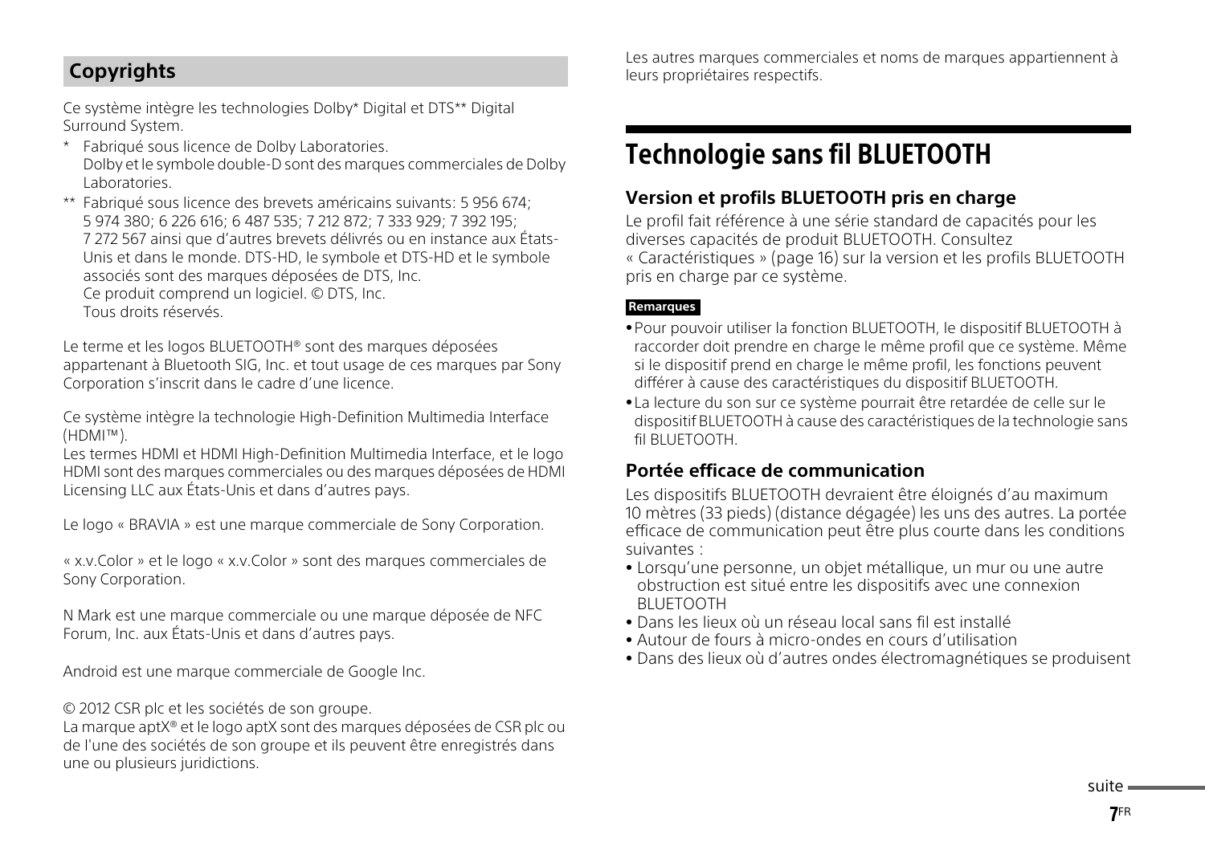## Copyrights

Ce système intègre les technologies Dolby* Digital et DTS** Digital Surround System.

\* Fabriqué sous licence de Dolby Laboratories.
Dolby et le symbole double-D sont des marques commerciales de Dolby Laboratories.

\*\* Fabriqué sous licence des brevets américains suivants: 5 956 674; 5 974 380; 6 226 616; 6 487 535; 7 212 872; 7 333 929; 7 392 195; 7 272 567 ainsi que d'autres brevets délivrés ou en instance aux États-Unis et dans le monde. DTS-HD, le symbole et DTS-HD et le symbole associés sont des marques déposées de DTS, Inc.
Ce produit comprend un logiciel. © DTS, Inc.
Tous droits réservés.

Le terme et les logos BLUETOOTH® sont des marques déposées appartenant à Bluetooth SIG, Inc. et tout usage de ces marques par Sony Corporation s'inscrit dans le cadre d'une licence.

Ce système intègre la technologie High-Definition Multimedia Interface (HDMI™).
Les termes HDMI et HDMI High-Definition Multimedia Interface, et le logo HDMI sont des marques commerciales ou des marques déposées de HDMI Licensing LLC aux États-Unis et dans d'autres pays.

Le logo « BRAVIA » est une marque commerciale de Sony Corporation.

« x.v.Color » et le logo « x.v.Color » sont des marques commerciales de Sony Corporation.

N Mark est une marque commerciale ou une marque déposée de NFC Forum, Inc. aux États-Unis et dans d'autres pays.

Android est une marque commerciale de Google Inc.

© 2012 CSR plc et les sociétés de son groupe.
La marque aptX® et le logo aptX sont des marques déposées de CSR plc ou de l'une des sociétés de son groupe et ils peuvent être enregistrés dans une ou plusieurs juridictions.

Les autres marques commerciales et noms de marques appartiennent à leurs propriétaires respectifs.

# Technologie sans fil BLUETOOTH

### Version et profils BLUETOOTH pris en charge

Le profil fait référence à une série standard de capacités pour les diverses capacités de produit BLUETOOTH. Consultez « Caractéristiques » (page 16) sur la version et les profils BLUETOOTH pris en charge par ce système.

**Remarques**

- Pour pouvoir utiliser la fonction BLUETOOTH, le dispositif BLUETOOTH à raccorder doit prendre en charge le même profil que ce système. Même si le dispositif prend en charge le même profil, les fonctions peuvent différer à cause des caractéristiques du dispositif BLUETOOTH.
- La lecture du son sur ce système pourrait être retardée de celle sur le dispositif BLUETOOTH à cause des caractéristiques de la technologie sans fil BLUETOOTH.

### Portée efficace de communication

Les dispositifs BLUETOOTH devraient être éloignés d'au maximum 10 mètres (33 pieds) (distance dégagée) les uns des autres. La portée efficace de communication peut être plus courte dans les conditions suivantes :

- Lorsqu'une personne, un objet métallique, un mur ou une autre obstruction est situé entre les dispositifs avec une connexion BLUETOOTH
- Dans les lieux où un réseau local sans fil est installé
- Autour de fours à micro-ondes en cours d'utilisation
- Dans des lieux où d'autres ondes électromagnétiques se produisent

suite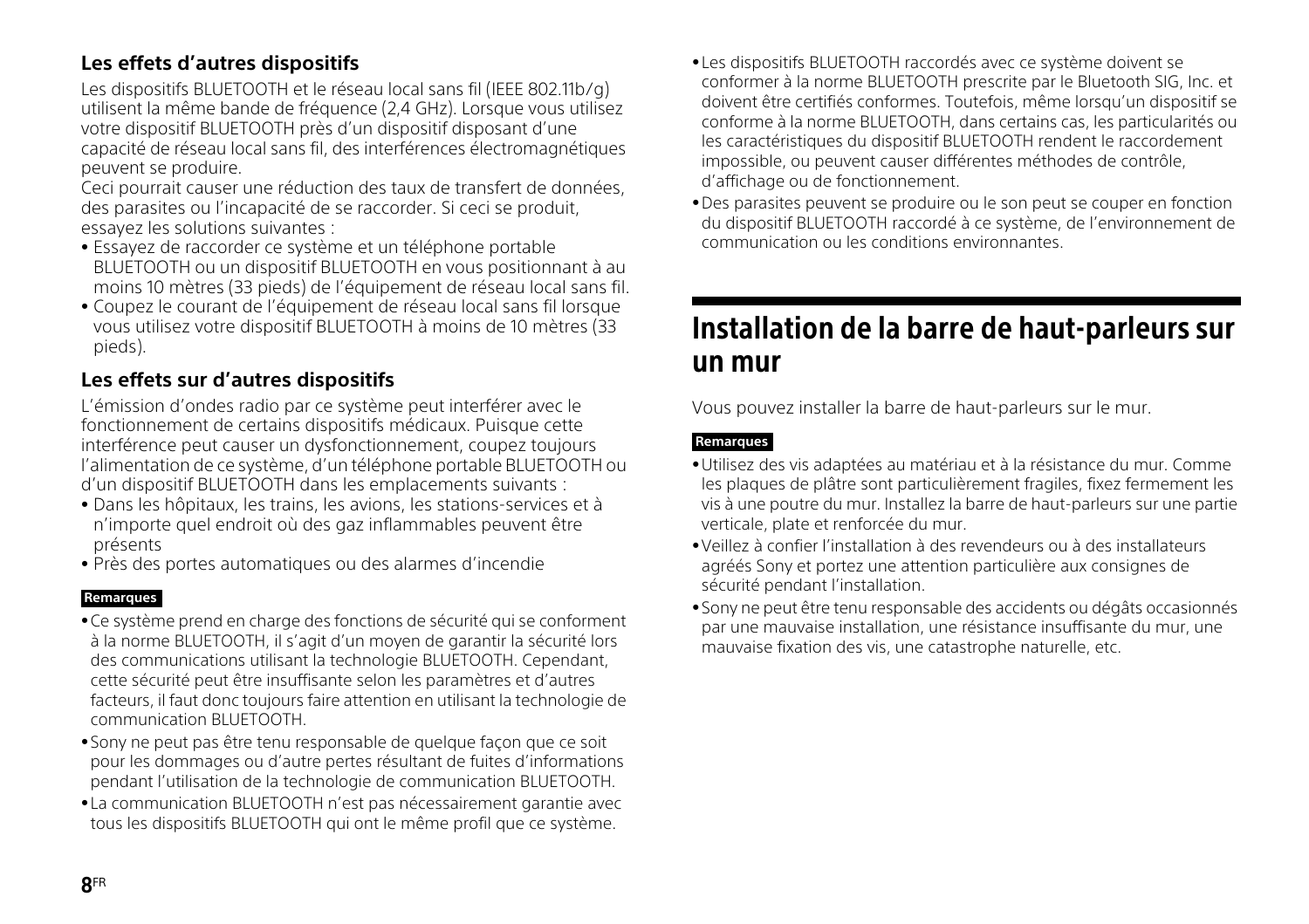### Les effets d'autres dispositifs

Les dispositifs BLUETOOTH et le réseau local sans fil (IEEE 802.11b/g) utilisent la même bande de fréquence (2,4 GHz). Lorsque vous utilisez votre dispositif BLUETOOTH près d'un dispositif disposant d'une capacité de réseau local sans fil, des interférences électromagnétiques peuvent se produire.

Ceci pourrait causer une réduction des taux de transfert de données, des parasites ou l'incapacité de se raccorder. Si ceci se produit, essayez les solutions suivantes :

- Essayez de raccorder ce système et un téléphone portable BLUETOOTH ou un dispositif BLUETOOTH en vous positionnant à au moins 10 mètres (33 pieds) de l'équipement de réseau local sans fil.
- Coupez le courant de l'équipement de réseau local sans fil lorsque vous utilisez votre dispositif BLUETOOTH à moins de 10 mètres (33 pieds).

### Les effets sur d'autres dispositifs

L'émission d'ondes radio par ce système peut interférer avec le fonctionnement de certains dispositifs médicaux. Puisque cette interférence peut causer un dysfonctionnement, coupez toujours l'alimentation de ce système, d'un téléphone portable BLUETOOTH ou d'un dispositif BLUETOOTH dans les emplacements suivants :

- Dans les hôpitaux, les trains, les avions, les stations-services et à n'importe quel endroit où des gaz inflammables peuvent être présents
- Près des portes automatiques ou des alarmes d'incendie

**Remarques**

- Ce système prend en charge des fonctions de sécurité qui se conforment à la norme BLUETOOTH, il s'agit d'un moyen de garantir la sécurité lors des communications utilisant la technologie BLUETOOTH. Cependant, cette sécurité peut être insuffisante selon les paramètres et d'autres facteurs, il faut donc toujours faire attention en utilisant la technologie de communication BLUETOOTH.
- Sony ne peut pas être tenu responsable de quelque façon que ce soit pour les dommages ou d'autre pertes résultant de fuites d'informations pendant l'utilisation de la technologie de communication BLUETOOTH.
- La communication BLUETOOTH n'est pas nécessairement garantie avec tous les dispositifs BLUETOOTH qui ont le même profil que ce système.
- Les dispositifs BLUETOOTH raccordés avec ce système doivent se conformer à la norme BLUETOOTH prescrite par le Bluetooth SIG, Inc. et doivent être certifiés conformes. Toutefois, même lorsqu'un dispositif se conforme à la norme BLUETOOTH, dans certains cas, les particularités ou les caractéristiques du dispositif BLUETOOTH rendent le raccordement impossible, ou peuvent causer différentes méthodes de contrôle, d'affichage ou de fonctionnement.
- Des parasites peuvent se produire ou le son peut se couper en fonction du dispositif BLUETOOTH raccordé à ce système, de l'environnement de communication ou les conditions environnantes.

## Installation de la barre de haut-parleurs sur un mur

Vous pouvez installer la barre de haut-parleurs sur le mur.

**Remarques**

- Utilisez des vis adaptées au matériau et à la résistance du mur. Comme les plaques de plâtre sont particulièrement fragiles, fixez fermement les vis à une poutre du mur. Installez la barre de haut-parleurs sur une partie verticale, plate et renforcée du mur.
- Veillez à confier l'installation à des revendeurs ou à des installateurs agréés Sony et portez une attention particulière aux consignes de sécurité pendant l'installation.
- Sony ne peut être tenu responsable des accidents ou dégâts occasionnés par une mauvaise installation, une résistance insuffisante du mur, une mauvaise fixation des vis, une catastrophe naturelle, etc.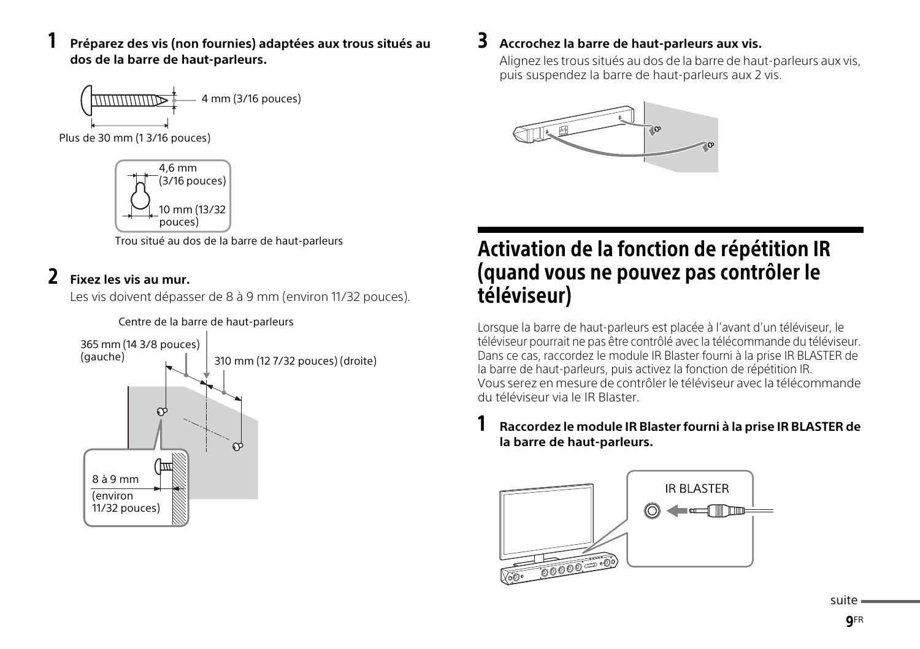**1** **Préparez des vis (non fournies) adaptées aux trous situés au dos de la barre de haut-parleurs.**

4 mm (3/16 pouces)

Plus de 30 mm (1 3/16 pouces)

4,6 mm (3/16 pouces)

10 mm (13/32 pouces)

Trou situé au dos de la barre de haut-parleurs

**2** **Fixez les vis au mur.**

Les vis doivent dépasser de 8 à 9 mm (environ 11/32 pouces).

Centre de la barre de haut-parleurs

365 mm (14 3/8 pouces) (gauche)

310 mm (12 7/32 pouces) (droite)

8 à 9 mm (environ 11/32 pouces)

**3** **Accrochez la barre de haut-parleurs aux vis.**

Alignez les trous situés au dos de la barre de haut-parleurs aux vis, puis suspendez la barre de haut-parleurs aux 2 vis.

# Activation de la fonction de répétition IR (quand vous ne pouvez pas contrôler le téléviseur)

Lorsque la barre de haut-parleurs est placée à l'avant d'un téléviseur, le téléviseur pourrait ne pas être contrôlé avec la télécommande du téléviseur. Dans ce cas, raccordez le module IR Blaster fourni à la prise IR BLASTER de la barre de haut-parleurs, puis activez la fonction de répétition IR.
Vous serez en mesure de contrôler le téléviseur avec la télécommande du téléviseur via le IR Blaster.

**1** **Raccordez le module IR Blaster fourni à la prise IR BLASTER de la barre de haut-parleurs.**

IR BLASTER

suite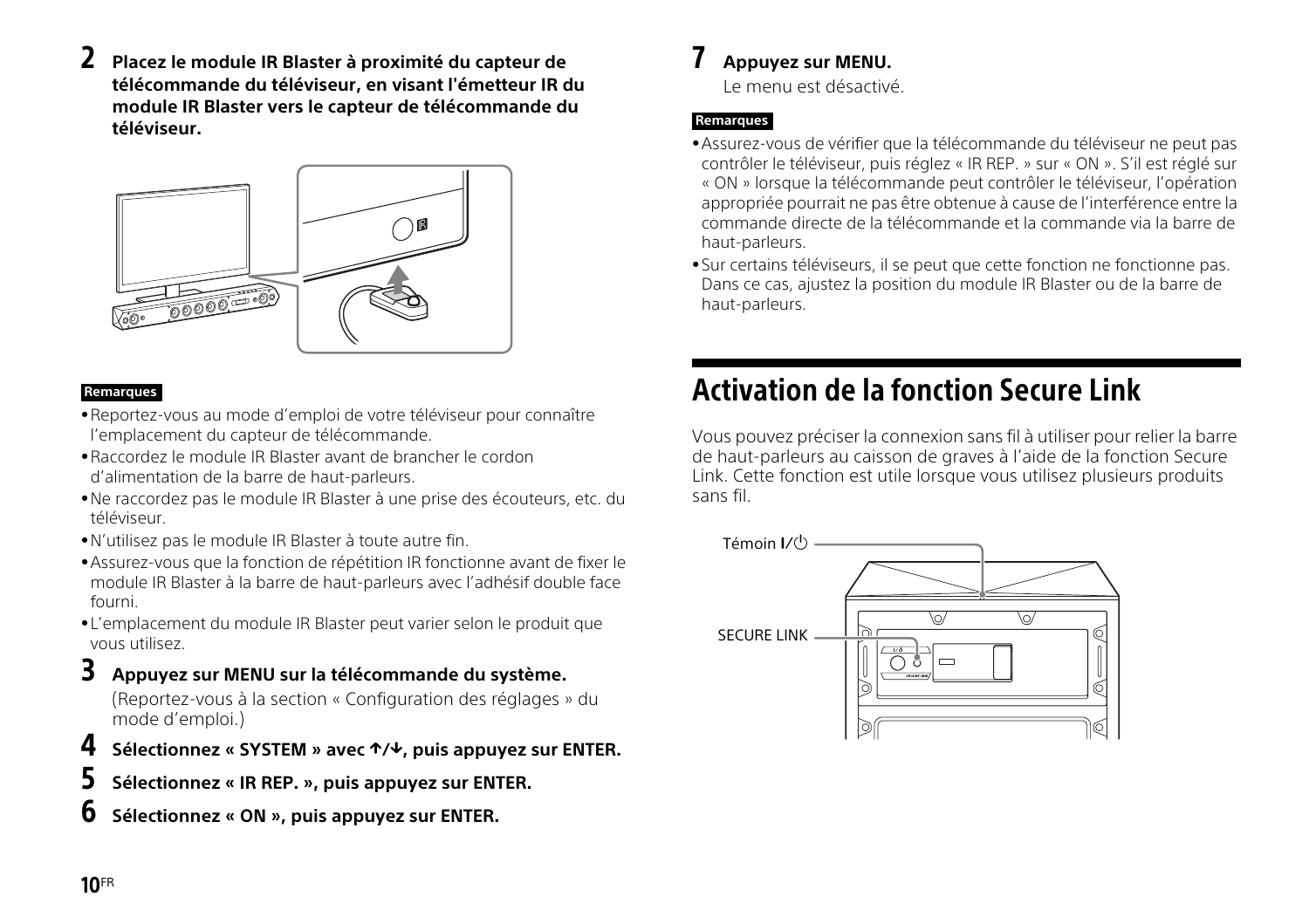**2** **Placez le module IR Blaster à proximité du capteur de télécommande du téléviseur, en visant l'émetteur IR du module IR Blaster vers le capteur de télécommande du téléviseur.**

**Remarques**

- Reportez-vous au mode d'emploi de votre téléviseur pour connaître l'emplacement du capteur de télécommande.
- Raccordez le module IR Blaster avant de brancher le cordon d'alimentation de la barre de haut-parleurs.
- Ne raccordez pas le module IR Blaster à une prise des écouteurs, etc. du téléviseur.
- N'utilisez pas le module IR Blaster à toute autre fin.
- Assurez-vous que la fonction de répétition IR fonctionne avant de fixer le module IR Blaster à la barre de haut-parleurs avec l'adhésif double face fourni.
- L'emplacement du module IR Blaster peut varier selon le produit que vous utilisez.

**3** **Appuyez sur MENU sur la télécommande du système.**

(Reportez-vous à la section « Configuration des réglages » du mode d'emploi.)

**4** **Sélectionnez « SYSTEM » avec ↑/↓, puis appuyez sur ENTER.**

**5** **Sélectionnez « IR REP. », puis appuyez sur ENTER.**

**6** **Sélectionnez « ON », puis appuyez sur ENTER.**

**7** **Appuyez sur MENU.**

Le menu est désactivé.

**Remarques**

- Assurez-vous de vérifier que la télécommande du téléviseur ne peut pas contrôler le téléviseur, puis réglez « IR REP. » sur « ON ». S'il est réglé sur « ON » lorsque la télécommande peut contrôler le téléviseur, l'opération appropriée pourrait ne pas être obtenue à cause de l'interférence entre la commande directe de la télécommande et la commande via la barre de haut-parleurs.
- Sur certains téléviseurs, il se peut que cette fonction ne fonctionne pas. Dans ce cas, ajustez la position du module IR Blaster ou de la barre de haut-parleurs.

# Activation de la fonction Secure Link

Vous pouvez préciser la connexion sans fil à utiliser pour relier la barre de haut-parleurs au caisson de graves à l'aide de la fonction Secure Link. Cette fonction est utile lorsque vous utilisez plusieurs produits sans fil.

Témoin I/⏻

SECURE LINK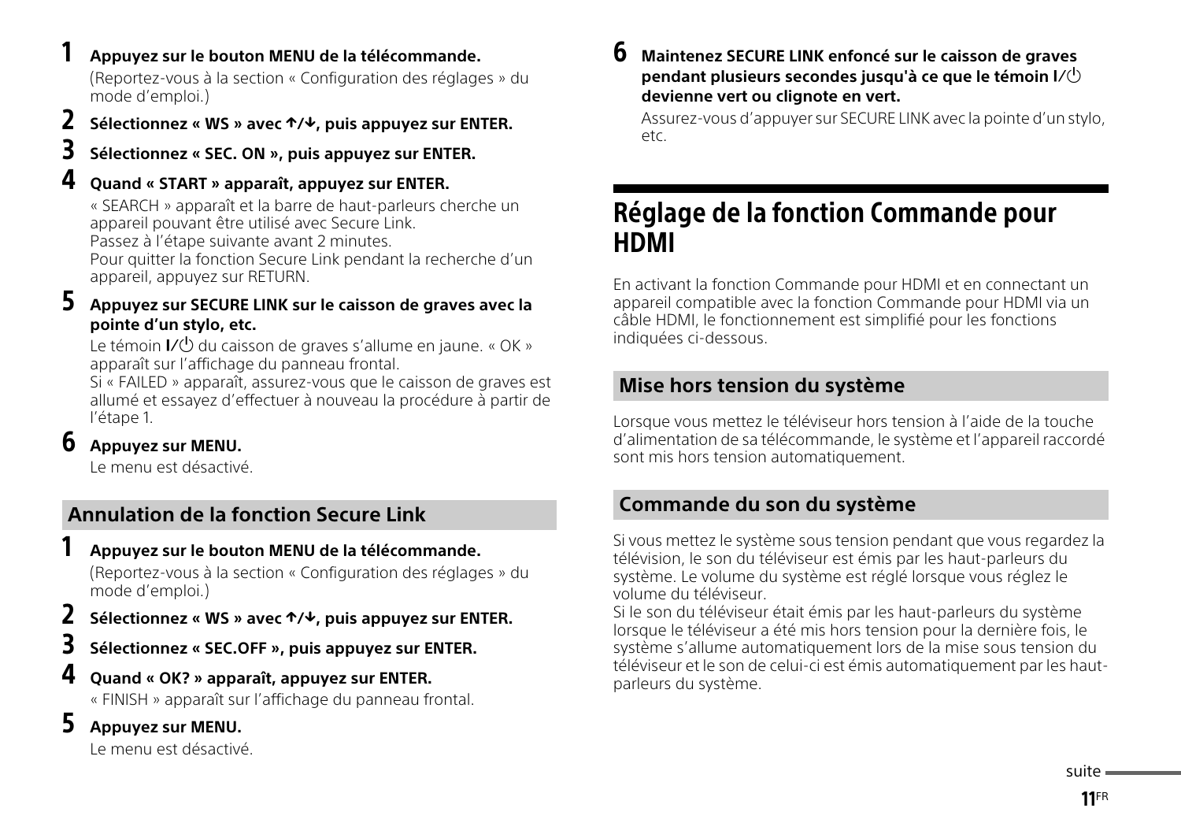**1 Appuyez sur le bouton MENU de la télécommande.**

(Reportez-vous à la section « Configuration des réglages » du mode d'emploi.)

**2 Sélectionnez « WS » avec ↑/↓, puis appuyez sur ENTER.**

**3 Sélectionnez « SEC. ON », puis appuyez sur ENTER.**

**4 Quand « START » apparaît, appuyez sur ENTER.**

« SEARCH » apparaît et la barre de haut-parleurs cherche un appareil pouvant être utilisé avec Secure Link.
Passez à l'étape suivante avant 2 minutes.
Pour quitter la fonction Secure Link pendant la recherche d'un appareil, appuyez sur RETURN.

**5 Appuyez sur SECURE LINK sur le caisson de graves avec la pointe d'un stylo, etc.**

Le témoin I/⏻ du caisson de graves s'allume en jaune. « OK » apparaît sur l'affichage du panneau frontal.
Si « FAILED » apparaît, assurez-vous que le caisson de graves est allumé et essayez d'effectuer à nouveau la procédure à partir de l'étape 1.

**6 Appuyez sur MENU.**

Le menu est désactivé.

### Annulation de la fonction Secure Link

**1 Appuyez sur le bouton MENU de la télécommande.**

(Reportez-vous à la section « Configuration des réglages » du mode d'emploi.)

**2 Sélectionnez « WS » avec ↑/↓, puis appuyez sur ENTER.**

**3 Sélectionnez « SEC.OFF », puis appuyez sur ENTER.**

**4 Quand « OK? » apparaît, appuyez sur ENTER.**

« FINISH » apparaît sur l'affichage du panneau frontal.

**5 Appuyez sur MENU.**

Le menu est désactivé.

**6 Maintenez SECURE LINK enfoncé sur le caisson de graves pendant plusieurs secondes jusqu'à ce que le témoin I/⏻ devienne vert ou clignote en vert.**

Assurez-vous d'appuyer sur SECURE LINK avec la pointe d'un stylo, etc.

## Réglage de la fonction Commande pour HDMI

En activant la fonction Commande pour HDMI et en connectant un appareil compatible avec la fonction Commande pour HDMI via un câble HDMI, le fonctionnement est simplifié pour les fonctions indiquées ci-dessous.

### Mise hors tension du système

Lorsque vous mettez le téléviseur hors tension à l'aide de la touche d'alimentation de sa télécommande, le système et l'appareil raccordé sont mis hors tension automatiquement.

### Commande du son du système

Si vous mettez le système sous tension pendant que vous regardez la télévision, le son du téléviseur est émis par les haut-parleurs du système. Le volume du système est réglé lorsque vous réglez le volume du téléviseur.
Si le son du téléviseur était émis par les haut-parleurs du système lorsque le téléviseur a été mis hors tension pour la dernière fois, le système s'allume automatiquement lors de la mise sous tension du téléviseur et le son de celui-ci est émis automatiquement par les haut-parleurs du système.

suite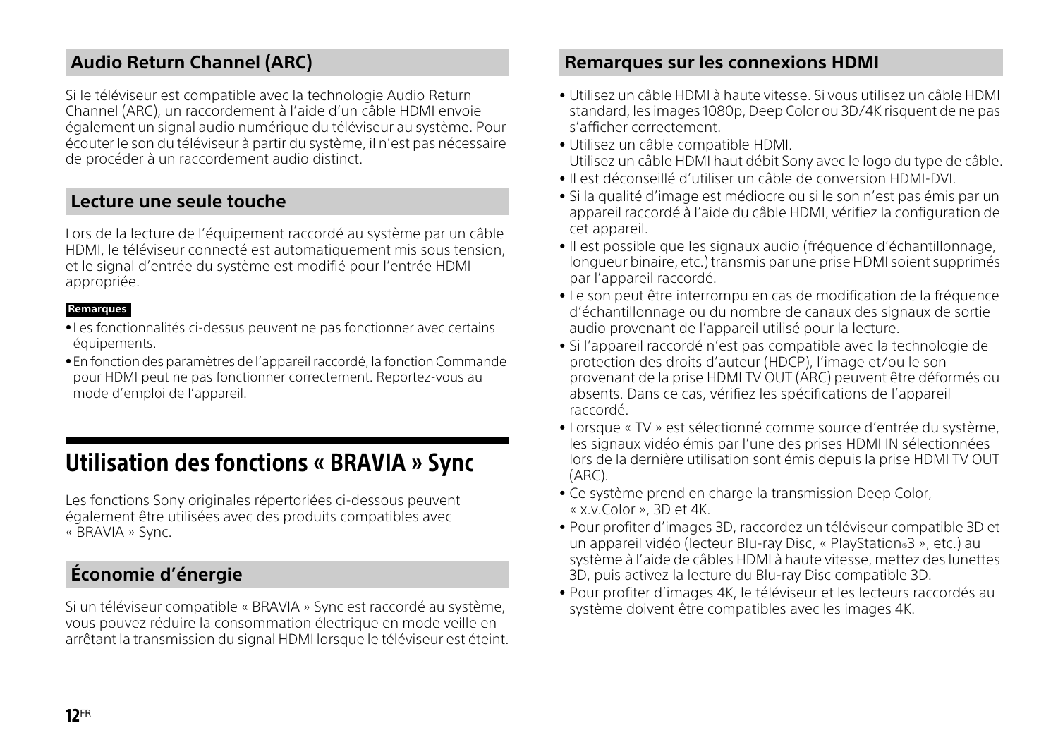## Audio Return Channel (ARC)

Si le téléviseur est compatible avec la technologie Audio Return Channel (ARC), un raccordement à l'aide d'un câble HDMI envoie également un signal audio numérique du téléviseur au système. Pour écouter le son du téléviseur à partir du système, il n'est pas nécessaire de procéder à un raccordement audio distinct.

## Lecture une seule touche

Lors de la lecture de l'équipement raccordé au système par un câble HDMI, le téléviseur connecté est automatiquement mis sous tension, et le signal d'entrée du système est modifié pour l'entrée HDMI appropriée.

**Remarques**

- Les fonctionnalités ci-dessus peuvent ne pas fonctionner avec certains équipements.
- En fonction des paramètres de l'appareil raccordé, la fonction Commande pour HDMI peut ne pas fonctionner correctement. Reportez-vous au mode d'emploi de l'appareil.

# Utilisation des fonctions « BRAVIA » Sync

Les fonctions Sony originales répertoriées ci-dessous peuvent également être utilisées avec des produits compatibles avec « BRAVIA » Sync.

## Économie d'énergie

Si un téléviseur compatible « BRAVIA » Sync est raccordé au système, vous pouvez réduire la consommation électrique en mode veille en arrêtant la transmission du signal HDMI lorsque le téléviseur est éteint.

## Remarques sur les connexions HDMI

- Utilisez un câble HDMI à haute vitesse. Si vous utilisez un câble HDMI standard, les images 1080p, Deep Color ou 3D/4K risquent de ne pas s'afficher correctement.
- Utilisez un câble compatible HDMI.
  Utilisez un câble HDMI haut débit Sony avec le logo du type de câble.
- Il est déconseillé d'utiliser un câble de conversion HDMI-DVI.
- Si la qualité d'image est médiocre ou si le son n'est pas émis par un appareil raccordé à l'aide du câble HDMI, vérifiez la configuration de cet appareil.
- Il est possible que les signaux audio (fréquence d'échantillonnage, longueur binaire, etc.) transmis par une prise HDMI soient supprimés par l'appareil raccordé.
- Le son peut être interrompu en cas de modification de la fréquence d'échantillonnage ou du nombre de canaux des signaux de sortie audio provenant de l'appareil utilisé pour la lecture.
- Si l'appareil raccordé n'est pas compatible avec la technologie de protection des droits d'auteur (HDCP), l'image et/ou le son provenant de la prise HDMI TV OUT (ARC) peuvent être déformés ou absents. Dans ce cas, vérifiez les spécifications de l'appareil raccordé.
- Lorsque « TV » est sélectionné comme source d'entrée du système, les signaux vidéo émis par l'une des prises HDMI IN sélectionnées lors de la dernière utilisation sont émis depuis la prise HDMI TV OUT (ARC).
- Ce système prend en charge la transmission Deep Color, « x.v.Color », 3D et 4K.
- Pour profiter d'images 3D, raccordez un téléviseur compatible 3D et un appareil vidéo (lecteur Blu-ray Disc, « PlayStation®3 », etc.) au système à l'aide de câbles HDMI à haute vitesse, mettez des lunettes 3D, puis activez la lecture du Blu-ray Disc compatible 3D.
- Pour profiter d'images 4K, le téléviseur et les lecteurs raccordés au système doivent être compatibles avec les images 4K.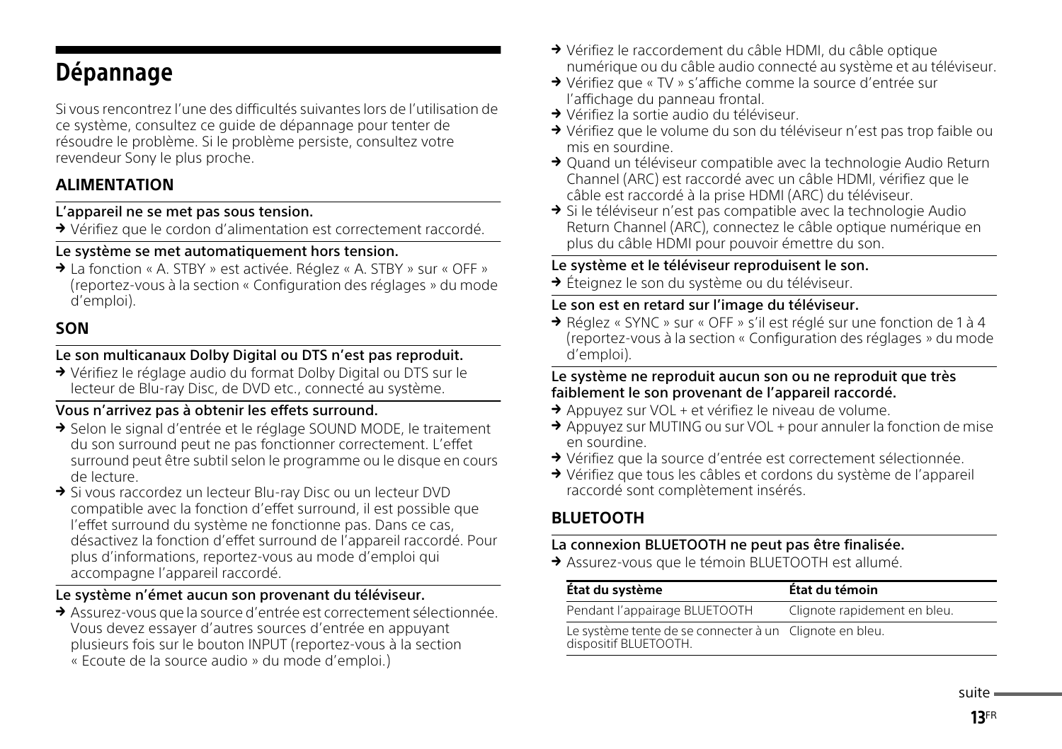# Dépannage

Si vous rencontrez l'une des difficultés suivantes lors de l'utilisation de ce système, consultez ce guide de dépannage pour tenter de résoudre le problème. Si le problème persiste, consultez votre revendeur Sony le plus proche.

## ALIMENTATION

**L'appareil ne se met pas sous tension.**

→ Vérifiez que le cordon d'alimentation est correctement raccordé.

**Le système se met automatiquement hors tension.**

→ La fonction « A. STBY » est activée. Réglez « A. STBY » sur « OFF » (reportez-vous à la section « Configuration des réglages » du mode d'emploi).

## SON

**Le son multicanaux Dolby Digital ou DTS n'est pas reproduit.**

→ Vérifiez le réglage audio du format Dolby Digital ou DTS sur le lecteur de Blu-ray Disc, de DVD etc., connecté au système.

**Vous n'arrivez pas à obtenir les effets surround.**

→ Selon le signal d'entrée et le réglage SOUND MODE, le traitement du son surround peut ne pas fonctionner correctement. L'effet surround peut être subtil selon le programme ou le disque en cours de lecture.

→ Si vous raccordez un lecteur Blu-ray Disc ou un lecteur DVD compatible avec la fonction d'effet surround, il est possible que l'effet surround du système ne fonctionne pas. Dans ce cas, désactivez la fonction d'effet surround de l'appareil raccordé. Pour plus d'informations, reportez-vous au mode d'emploi qui accompagne l'appareil raccordé.

**Le système n'émet aucun son provenant du téléviseur.**

→ Assurez-vous que la source d'entrée est correctement sélectionnée. Vous devez essayer d'autres sources d'entrée en appuyant plusieurs fois sur le bouton INPUT (reportez-vous à la section « Ecoute de la source audio » du mode d'emploi.)

→ Vérifiez le raccordement du câble HDMI, du câble optique numérique ou du câble audio connecté au système et au téléviseur.

→ Vérifiez que « TV » s'affiche comme la source d'entrée sur l'affichage du panneau frontal.

→ Vérifiez la sortie audio du téléviseur.

→ Vérifiez que le volume du son du téléviseur n'est pas trop faible ou mis en sourdine.

→ Quand un téléviseur compatible avec la technologie Audio Return Channel (ARC) est raccordé avec un câble HDMI, vérifiez que le câble est raccordé à la prise HDMI (ARC) du téléviseur.

→ Si le téléviseur n'est pas compatible avec la technologie Audio Return Channel (ARC), connectez le câble optique numérique en plus du câble HDMI pour pouvoir émettre du son.

**Le système et le téléviseur reproduisent le son.**

→ Éteignez le son du système ou du téléviseur.

**Le son est en retard sur l'image du téléviseur.**

→ Réglez « SYNC » sur « OFF » s'il est réglé sur une fonction de 1 à 4 (reportez-vous à la section « Configuration des réglages » du mode d'emploi).

**Le système ne reproduit aucun son ou ne reproduit que très faiblement le son provenant de l'appareil raccordé.**

→ Appuyez sur VOL + et vérifiez le niveau de volume.

→ Appuyez sur MUTING ou sur VOL + pour annuler la fonction de mise en sourdine.

→ Vérifiez que la source d'entrée est correctement sélectionnée.

→ Vérifiez que tous les câbles et cordons du système de l'appareil raccordé sont complètement insérés.

## BLUETOOTH

**La connexion BLUETOOTH ne peut pas être finalisée.**

→ Assurez-vous que le témoin BLUETOOTH est allumé.

| État du système | État du témoin |
|---|---|
| Pendant l'appairage BLUETOOTH | Clignote rapidement en bleu. |
| Le système tente de se connecter à un dispositif BLUETOOTH. | Clignote en bleu. |

suite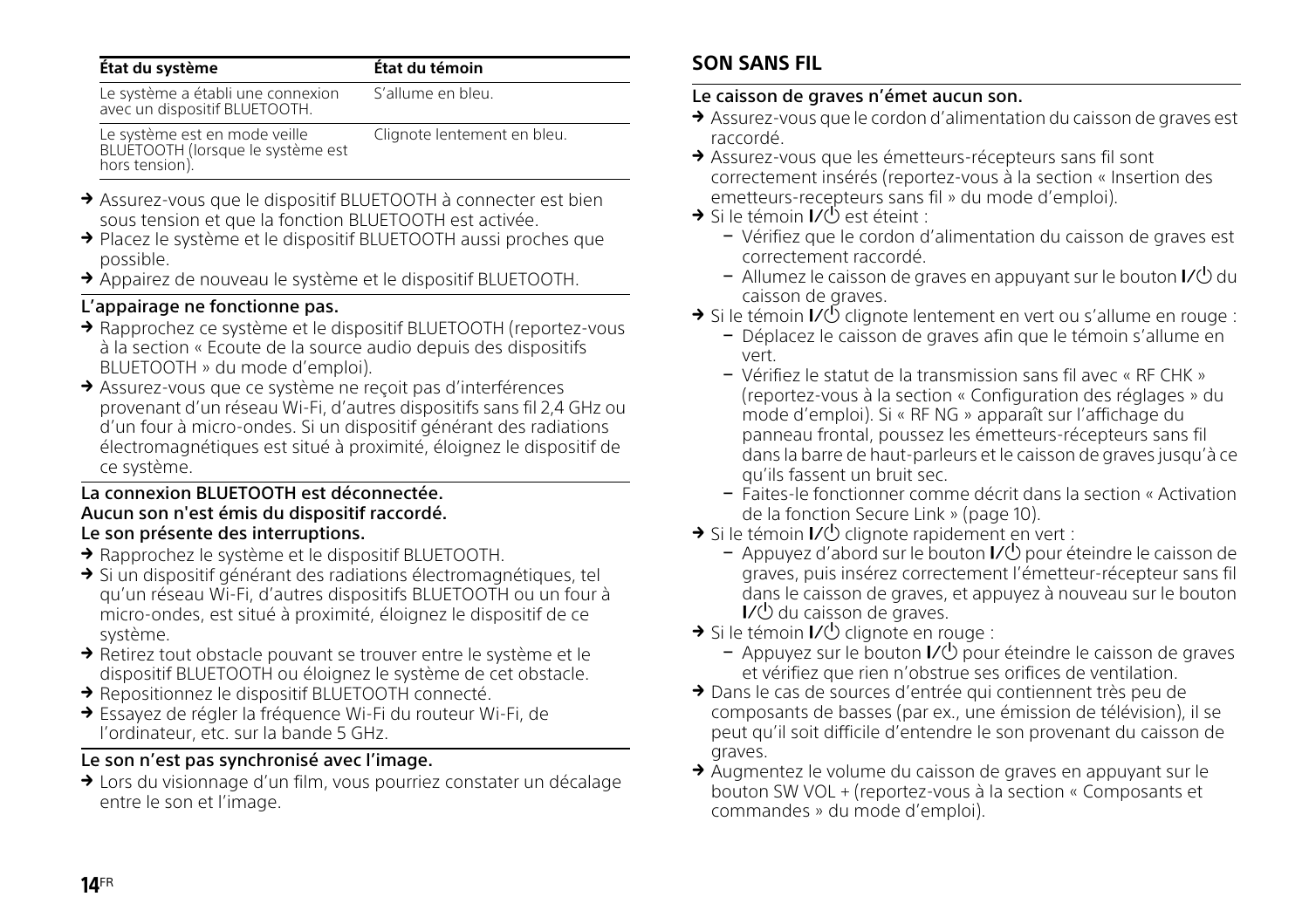| État du système | État du témoin |
| --- | --- |
| Le système a établi une connexion avec un dispositif BLUETOOTH. | S'allume en bleu. |
| Le système est en mode veille BLUETOOTH (lorsque le système est hors tension). | Clignote lentement en bleu. |

- → Assurez-vous que le dispositif BLUETOOTH à connecter est bien sous tension et que la fonction BLUETOOTH est activée.
- → Placez le système et le dispositif BLUETOOTH aussi proches que possible.
- → Appairez de nouveau le système et le dispositif BLUETOOTH.

#### L'appairage ne fonctionne pas.

- → Rapprochez ce système et le dispositif BLUETOOTH (reportez-vous à la section « Ecoute de la source audio depuis des dispositifs BLUETOOTH » du mode d'emploi).
- → Assurez-vous que ce système ne reçoit pas d'interférences provenant d'un réseau Wi-Fi, d'autres dispositifs sans fil 2,4 GHz ou d'un four à micro-ondes. Si un dispositif générant des radiations électromagnétiques est situé à proximité, éloignez le dispositif de ce système.

#### La connexion BLUETOOTH est déconnectée.
#### Aucun son n'est émis du dispositif raccordé.
#### Le son présente des interruptions.

- → Rapprochez le système et le dispositif BLUETOOTH.
- → Si un dispositif générant des radiations électromagnétiques, tel qu'un réseau Wi-Fi, d'autres dispositifs BLUETOOTH ou un four à micro-ondes, est situé à proximité, éloignez le dispositif de ce système.
- → Retirez tout obstacle pouvant se trouver entre le système et le dispositif BLUETOOTH ou éloignez le système de cet obstacle.
- → Repositionnez le dispositif BLUETOOTH connecté.
- → Essayez de régler la fréquence Wi-Fi du routeur Wi-Fi, de l'ordinateur, etc. sur la bande 5 GHz.

#### Le son n'est pas synchronisé avec l'image.

- → Lors du visionnage d'un film, vous pourriez constater un décalage entre le son et l'image.

### SON SANS FIL

#### Le caisson de graves n'émet aucun son.

- → Assurez-vous que le cordon d'alimentation du caisson de graves est raccordé.
- → Assurez-vous que les émetteurs-récepteurs sans fil sont correctement insérés (reportez-vous à la section « Insertion des emetteurs-recepteurs sans fil » du mode d'emploi).
- → Si le témoin I/⏻ est éteint :
  - Vérifiez que le cordon d'alimentation du caisson de graves est correctement raccordé.
  - Allumez le caisson de graves en appuyant sur le bouton I/⏻ du caisson de graves.
- → Si le témoin I/⏻ clignote lentement en vert ou s'allume en rouge :
  - Déplacez le caisson de graves afin que le témoin s'allume en vert.
  - Vérifiez le statut de la transmission sans fil avec « RF CHK » (reportez-vous à la section « Configuration des réglages » du mode d'emploi). Si « RF NG » apparaît sur l'affichage du panneau frontal, poussez les émetteurs-récepteurs sans fil dans la barre de haut-parleurs et le caisson de graves jusqu'à ce qu'ils fassent un bruit sec.
  - Faites-le fonctionner comme décrit dans la section « Activation de la fonction Secure Link » (page 10).
- → Si le témoin I/⏻ clignote rapidement en vert :
  - Appuyez d'abord sur le bouton I/⏻ pour éteindre le caisson de graves, puis insérez correctement l'émetteur-récepteur sans fil dans le caisson de graves, et appuyez à nouveau sur le bouton I/⏻ du caisson de graves.
- → Si le témoin I/⏻ clignote en rouge :
  - Appuyez sur le bouton I/⏻ pour éteindre le caisson de graves et vérifiez que rien n'obstrue ses orifices de ventilation.
- → Dans le cas de sources d'entrée qui contiennent très peu de composants de basses (par ex., une émission de télévision), il se peut qu'il soit difficile d'entendre le son provenant du caisson de graves.
- → Augmentez le volume du caisson de graves en appuyant sur le bouton SW VOL + (reportez-vous à la section « Composants et commandes » du mode d'emploi).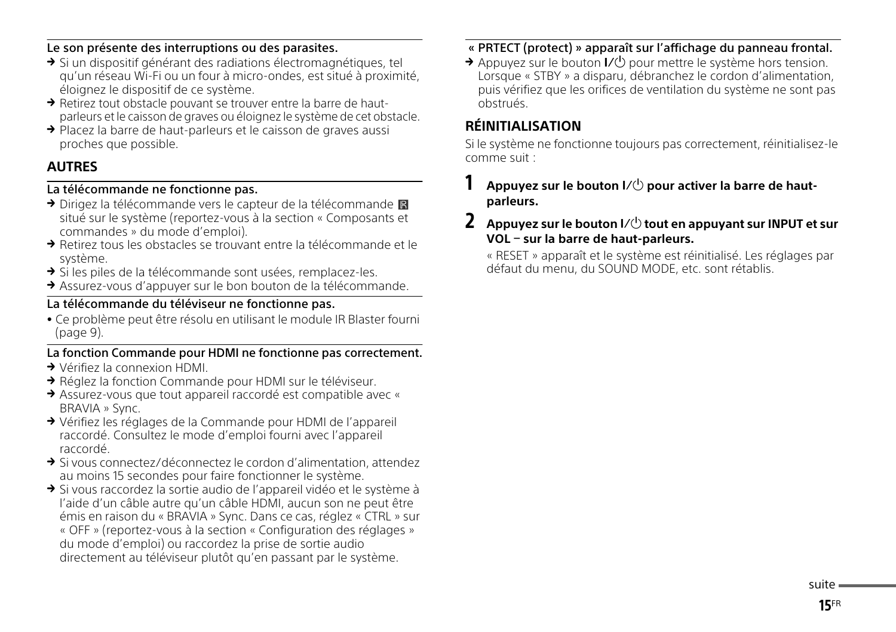**Le son présente des interruptions ou des parasites.**

→ Si un dispositif générant des radiations électromagnétiques, tel qu'un réseau Wi-Fi ou un four à micro-ondes, est situé à proximité, éloignez le dispositif de ce système.
→ Retirez tout obstacle pouvant se trouver entre la barre de haut-parleurs et le caisson de graves ou éloignez le système de cet obstacle.
→ Placez la barre de haut-parleurs et le caisson de graves aussi proches que possible.

## AUTRES

**La télécommande ne fonctionne pas.**

→ Dirigez la télécommande vers le capteur de la télécommande ▣ situé sur le système (reportez-vous à la section « Composants et commandes » du mode d'emploi).
→ Retirez tous les obstacles se trouvant entre la télécommande et le système.
→ Si les piles de la télécommande sont usées, remplacez-les.
→ Assurez-vous d'appuyer sur le bon bouton de la télécommande.

**La télécommande du téléviseur ne fonctionne pas.**

- Ce problème peut être résolu en utilisant le module IR Blaster fourni (page 9).

**La fonction Commande pour HDMI ne fonctionne pas correctement.**

→ Vérifiez la connexion HDMI.
→ Réglez la fonction Commande pour HDMI sur le téléviseur.
→ Assurez-vous que tout appareil raccordé est compatible avec « BRAVIA » Sync.
→ Vérifiez les réglages de la Commande pour HDMI de l'appareil raccordé. Consultez le mode d'emploi fourni avec l'appareil raccordé.
→ Si vous connectez/déconnectez le cordon d'alimentation, attendez au moins 15 secondes pour faire fonctionner le système.
→ Si vous raccordez la sortie audio de l'appareil vidéo et le système à l'aide d'un câble autre qu'un câble HDMI, aucun son ne peut être émis en raison du « BRAVIA » Sync. Dans ce cas, réglez « CTRL » sur « OFF » (reportez-vous à la section « Configuration des réglages » du mode d'emploi) ou raccordez la prise de sortie audio directement au téléviseur plutôt qu'en passant par le système.

**« PRTECT (protect) » apparaît sur l'affichage du panneau frontal.**

→ Appuyez sur le bouton I/⏻ pour mettre le système hors tension. Lorsque « STBY » a disparu, débranchez le cordon d'alimentation, puis vérifiez que les orifices de ventilation du système ne sont pas obstrués.

## RÉINITIALISATION

Si le système ne fonctionne toujours pas correctement, réinitialisez-le comme suit :

**1** **Appuyez sur le bouton I/⏻ pour activer la barre de haut-parleurs.**

**2** **Appuyez sur le bouton I/⏻ tout en appuyant sur INPUT et sur VOL – sur la barre de haut-parleurs.**

« RESET » apparaît et le système est réinitialisé. Les réglages par défaut du menu, du SOUND MODE, etc. sont rétablis.

suite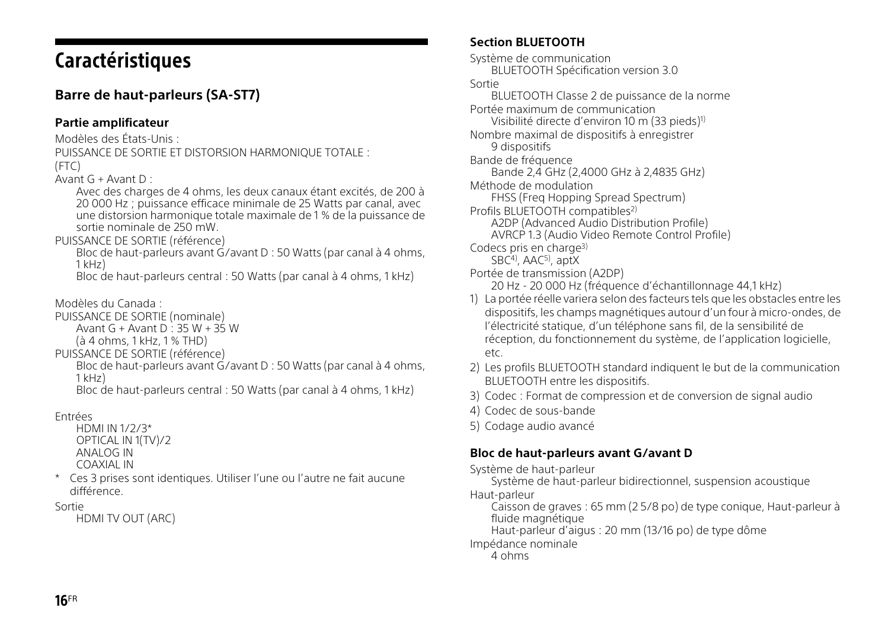# Caractéristiques

## Barre de haut-parleurs (SA-ST7)

### Partie amplificateur

Modèles des États-Unis :

PUISSANCE DE SORTIE ET DISTORSION HARMONIQUE TOTALE :

(FTC)

Avant G + Avant D :

Avec des charges de 4 ohms, les deux canaux étant excités, de 200 à 20 000 Hz ; puissance efficace minimale de 25 Watts par canal, avec une distorsion harmonique totale maximale de 1 % de la puissance de sortie nominale de 250 mW.

PUISSANCE DE SORTIE (référence)

Bloc de haut-parleurs avant G/avant D : 50 Watts (par canal à 4 ohms, 1 kHz)

Bloc de haut-parleurs central : 50 Watts (par canal à 4 ohms, 1 kHz)

Modèles du Canada :

PUISSANCE DE SORTIE (nominale)

Avant G + Avant D : 35 W + 35 W

(à 4 ohms, 1 kHz, 1 % THD)

PUISSANCE DE SORTIE (référence)

Bloc de haut-parleurs avant G/avant D : 50 Watts (par canal à 4 ohms, 1 kHz)

Bloc de haut-parleurs central : 50 Watts (par canal à 4 ohms, 1 kHz)

Entrées

HDMI IN 1/2/3*

OPTICAL IN 1(TV)/2

ANALOG IN

COAXIAL IN

\* Ces 3 prises sont identiques. Utiliser l'une ou l'autre ne fait aucune différence.

Sortie

HDMI TV OUT (ARC)

### Section BLUETOOTH

Système de communication

BLUETOOTH Spécification version 3.0

Sortie

BLUETOOTH Classe 2 de puissance de la norme

Portée maximum de communication

Visibilité directe d'environ 10 m (33 pieds)[1]

Nombre maximal de dispositifs à enregistrer

9 dispositifs

Bande de fréquence

Bande 2,4 GHz (2,4000 GHz à 2,4835 GHz)

Méthode de modulation

FHSS (Freq Hopping Spread Spectrum)

Profils BLUETOOTH compatibles[2]

A2DP (Advanced Audio Distribution Profile)

AVRCP 1.3 (Audio Video Remote Control Profile)

Codecs pris en charge[3]

SBC[4], AAC[5], aptX

Portée de transmission (A2DP)

20 Hz - 20 000 Hz (fréquence d'échantillonnage 44,1 kHz)

1) La portée réelle variera selon des facteurs tels que les obstacles entre les dispositifs, les champs magnétiques autour d'un four à micro-ondes, de l'électricité statique, d'un téléphone sans fil, de la sensibilité de réception, du fonctionnement du système, de l'application logicielle, etc.
2) Les profils BLUETOOTH standard indiquent le but de la communication BLUETOOTH entre les dispositifs.
3) Codec : Format de compression et de conversion de signal audio
4) Codec de sous-bande
5) Codage audio avancé

### Bloc de haut-parleurs avant G/avant D

Système de haut-parleur

Système de haut-parleur bidirectionnel, suspension acoustique

Haut-parleur

Caisson de graves : 65 mm (2 5/8 po) de type conique, Haut-parleur à fluide magnétique

Haut-parleur d'aigus : 20 mm (13/16 po) de type dôme

Impédance nominale

4 ohms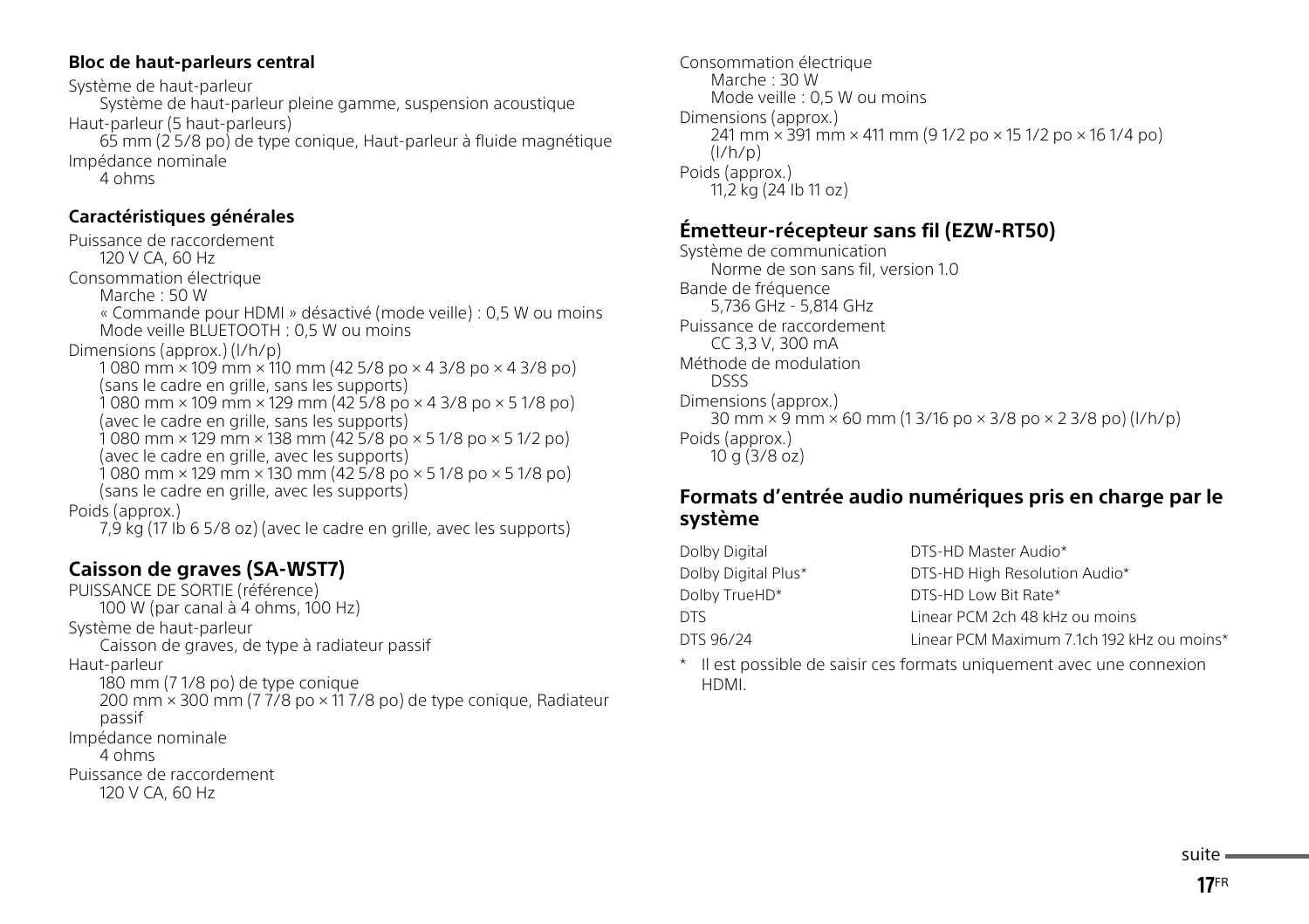### Bloc de haut-parleurs central

Système de haut-parleur
Système de haut-parleur pleine gamme, suspension acoustique
Haut-parleur (5 haut-parleurs)
65 mm (2 5/8 po) de type conique, Haut-parleur à fluide magnétique
Impédance nominale
4 ohms

### Caractéristiques générales

Puissance de raccordement
120 V CA, 60 Hz
Consommation électrique
Marche : 50 W
« Commande pour HDMI » désactivé (mode veille) : 0,5 W ou moins
Mode veille BLUETOOTH : 0,5 W ou moins
Dimensions (approx.) (l/h/p)
1 080 mm × 109 mm × 110 mm (42 5/8 po × 4 3/8 po × 4 3/8 po) (sans le cadre en grille, sans les supports)
1 080 mm × 109 mm × 129 mm (42 5/8 po × 4 3/8 po × 5 1/8 po) (avec le cadre en grille, sans les supports)
1 080 mm × 129 mm × 138 mm (42 5/8 po × 5 1/8 po × 5 1/2 po) (avec le cadre en grille, avec les supports)
1 080 mm × 129 mm × 130 mm (42 5/8 po × 5 1/8 po × 5 1/8 po) (sans le cadre en grille, avec les supports)
Poids (approx.)
7,9 kg (17 lb 6 5/8 oz) (avec le cadre en grille, avec les supports)

## Caisson de graves (SA-WST7)

PUISSANCE DE SORTIE (référence)
100 W (par canal à 4 ohms, 100 Hz)
Système de haut-parleur
Caisson de graves, de type à radiateur passif
Haut-parleur
180 mm (7 1/8 po) de type conique
200 mm × 300 mm (7 7/8 po × 11 7/8 po) de type conique, Radiateur passif
Impédance nominale
4 ohms
Puissance de raccordement
120 V CA, 60 Hz
Consommation électrique
Marche : 30 W
Mode veille : 0,5 W ou moins
Dimensions (approx.)
241 mm × 391 mm × 411 mm (9 1/2 po × 15 1/2 po × 16 1/4 po) (l/h/p)
Poids (approx.)
11,2 kg (24 lb 11 oz)

## Émetteur-récepteur sans fil (EZW-RT50)

Système de communication
Norme de son sans fil, version 1.0
Bande de fréquence
5,736 GHz - 5,814 GHz
Puissance de raccordement
CC 3,3 V, 300 mA
Méthode de modulation
DSSS
Dimensions (approx.)
30 mm × 9 mm × 60 mm (1 3/16 po × 3/8 po × 2 3/8 po) (l/h/p)
Poids (approx.)
10 g (3/8 oz)

## Formats d'entrée audio numériques pris en charge par le système

| | |
|---|---|
| Dolby Digital | DTS-HD Master Audio* |
| Dolby Digital Plus* | DTS-HD High Resolution Audio* |
| Dolby TrueHD* | DTS-HD Low Bit Rate* |
| DTS | Linear PCM 2ch 48 kHz ou moins |
| DTS 96/24 | Linear PCM Maximum 7.1ch 192 kHz ou moins* |

\* Il est possible de saisir ces formats uniquement avec une connexion HDMI.

suite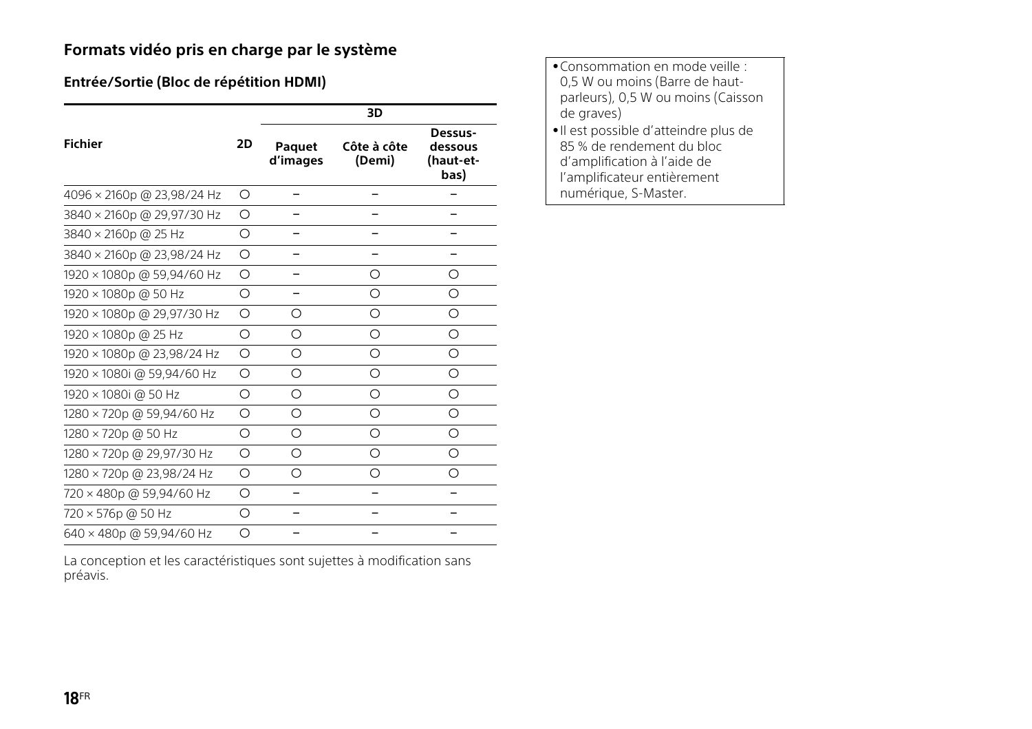### Formats vidéo pris en charge par le système

#### Entrée/Sortie (Bloc de répétition HDMI)

| Fichier | 2D | 3D | | |
|---|---|---|---|---|
| | | Paquet d'images | Côte à côte (Demi) | Dessus-dessous (haut-et-bas) |
| 4096 × 2160p @ 23,98/24 Hz | ○ | – | – | – |
| 3840 × 2160p @ 29,97/30 Hz | ○ | – | – | – |
| 3840 × 2160p @ 25 Hz | ○ | – | – | – |
| 3840 × 2160p @ 23,98/24 Hz | ○ | – | – | – |
| 1920 × 1080p @ 59,94/60 Hz | ○ | – | ○ | ○ |
| 1920 × 1080p @ 50 Hz | ○ | – | ○ | ○ |
| 1920 × 1080p @ 29,97/30 Hz | ○ | ○ | ○ | ○ |
| 1920 × 1080p @ 25 Hz | ○ | ○ | ○ | ○ |
| 1920 × 1080p @ 23,98/24 Hz | ○ | ○ | ○ | ○ |
| 1920 × 1080i @ 59,94/60 Hz | ○ | ○ | ○ | ○ |
| 1920 × 1080i @ 50 Hz | ○ | ○ | ○ | ○ |
| 1280 × 720p @ 59,94/60 Hz | ○ | ○ | ○ | ○ |
| 1280 × 720p @ 50 Hz | ○ | ○ | ○ | ○ |
| 1280 × 720p @ 29,97/30 Hz | ○ | ○ | ○ | ○ |
| 1280 × 720p @ 23,98/24 Hz | ○ | ○ | ○ | ○ |
| 720 × 480p @ 59,94/60 Hz | ○ | – | – | – |
| 720 × 576p @ 50 Hz | ○ | – | – | – |
| 640 × 480p @ 59,94/60 Hz | ○ | – | – | – |

La conception et les caractéristiques sont sujettes à modification sans préavis.

- Consommation en mode veille : 0,5 W ou moins (Barre de haut-parleurs), 0,5 W ou moins (Caisson de graves)
- Il est possible d'atteindre plus de 85 % de rendement du bloc d'amplification à l'aide de l'amplificateur entièrement numérique, S-Master.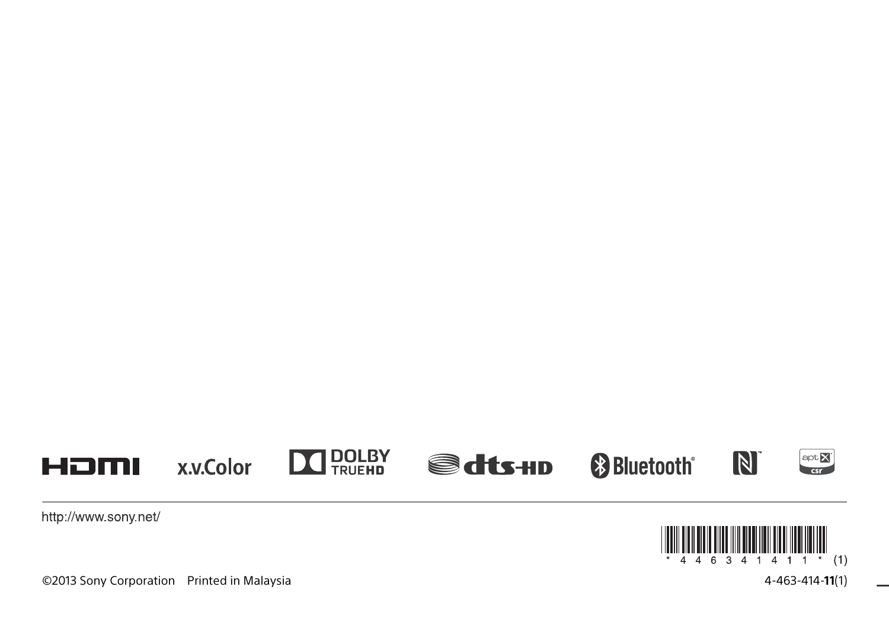HDMI x.v.Color DOLBY TRUEHD dts-HD Bluetooth®

http://www.sony.net/

* 4 4 6 3 4 1 4 1 1 * (1)

©2013 Sony Corporation Printed in Malaysia

4-463-414-**11**(1)